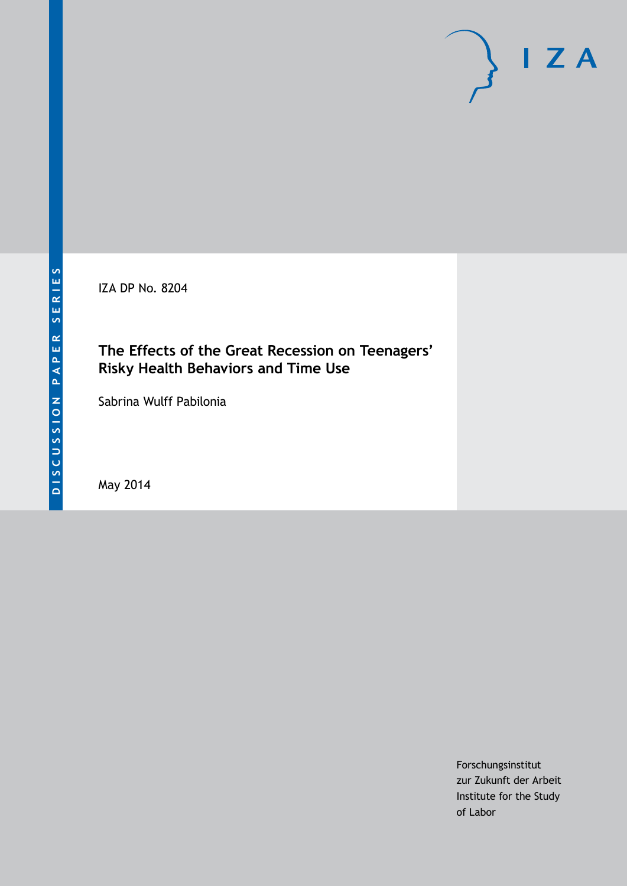DISCUSSION PAPER SERIES

IZA DP No. 8204

# The Effects of the Great Recession on Teenagers' Risky Health Behaviors and Time Use

Sabrina Wulff Pabilonia

May 2014

Forschungsinstitut
zur Zukunft der Arbeit
Institute for the Study
of Labor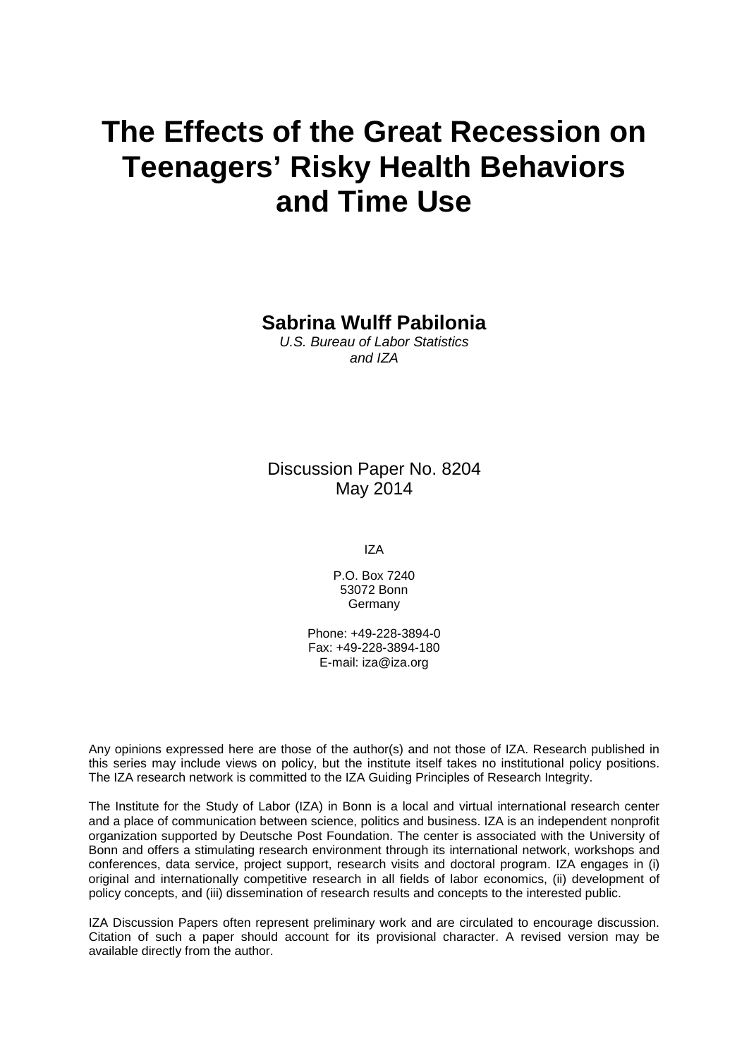# The Effects of the Great Recession on Teenagers' Risky Health Behaviors and Time Use

**Sabrina Wulff Pabilonia**

*U.S. Bureau of Labor Statistics and IZA*

Discussion Paper No. 8204
May 2014

IZA

P.O. Box 7240
53072 Bonn
Germany

Phone: +49-228-3894-0
Fax: +49-228-3894-180
E-mail: iza@iza.org

Any opinions expressed here are those of the author(s) and not those of IZA. Research published in this series may include views on policy, but the institute itself takes no institutional policy positions. The IZA research network is committed to the IZA Guiding Principles of Research Integrity.

The Institute for the Study of Labor (IZA) in Bonn is a local and virtual international research center and a place of communication between science, politics and business. IZA is an independent nonprofit organization supported by Deutsche Post Foundation. The center is associated with the University of Bonn and offers a stimulating research environment through its international network, workshops and conferences, data service, project support, research visits and doctoral program. IZA engages in (i) original and internationally competitive research in all fields of labor economics, (ii) development of policy concepts, and (iii) dissemination of research results and concepts to the interested public.

IZA Discussion Papers often represent preliminary work and are circulated to encourage discussion. Citation of such a paper should account for its provisional character. A revised version may be available directly from the author.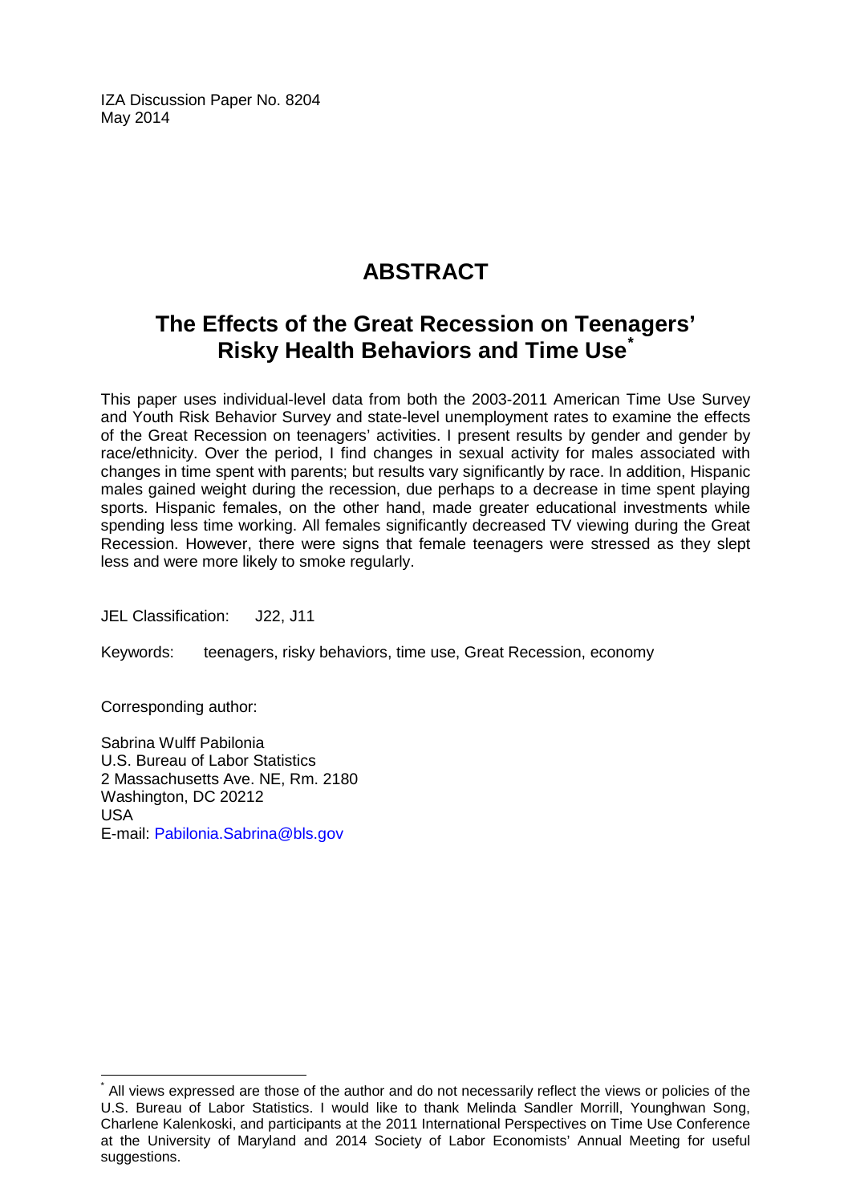IZA Discussion Paper No. 8204
May 2014

# ABSTRACT

## The Effects of the Great Recession on Teenagers' Risky Health Behaviors and Time Use*

This paper uses individual-level data from both the 2003-2011 American Time Use Survey and Youth Risk Behavior Survey and state-level unemployment rates to examine the effects of the Great Recession on teenagers' activities. I present results by gender and gender by race/ethnicity. Over the period, I find changes in sexual activity for males associated with changes in time spent with parents; but results vary significantly by race. In addition, Hispanic males gained weight during the recession, due perhaps to a decrease in time spent playing sports. Hispanic females, on the other hand, made greater educational investments while spending less time working. All females significantly decreased TV viewing during the Great Recession. However, there were signs that female teenagers were stressed as they slept less and were more likely to smoke regularly.

JEL Classification: J22, J11

Keywords: teenagers, risky behaviors, time use, Great Recession, economy

Corresponding author:

Sabrina Wulff Pabilonia
U.S. Bureau of Labor Statistics
2 Massachusetts Ave. NE, Rm. 2180
Washington, DC 20212
USA
E-mail: Pabilonia.Sabrina@bls.gov

---

* All views expressed are those of the author and do not necessarily reflect the views or policies of the U.S. Bureau of Labor Statistics. I would like to thank Melinda Sandler Morrill, Younghwan Song, Charlene Kalenkoski, and participants at the 2011 International Perspectives on Time Use Conference at the University of Maryland and 2014 Society of Labor Economists' Annual Meeting for useful suggestions.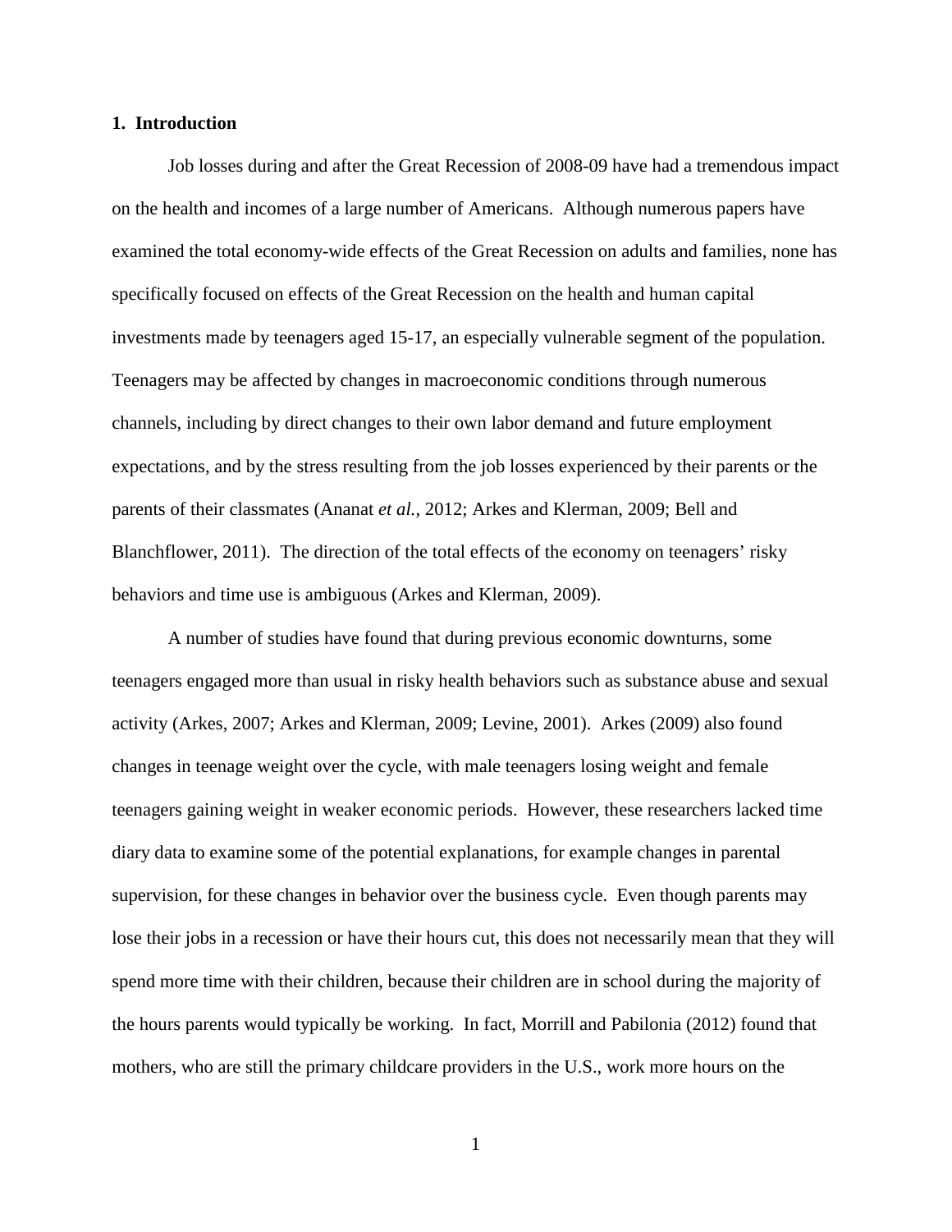## 1. Introduction

Job losses during and after the Great Recession of 2008-09 have had a tremendous impact on the health and incomes of a large number of Americans. Although numerous papers have examined the total economy-wide effects of the Great Recession on adults and families, none has specifically focused on effects of the Great Recession on the health and human capital investments made by teenagers aged 15-17, an especially vulnerable segment of the population. Teenagers may be affected by changes in macroeconomic conditions through numerous channels, including by direct changes to their own labor demand and future employment expectations, and by the stress resulting from the job losses experienced by their parents or the parents of their classmates (Ananat *et al.*, 2012; Arkes and Klerman, 2009; Bell and Blanchflower, 2011). The direction of the total effects of the economy on teenagers' risky behaviors and time use is ambiguous (Arkes and Klerman, 2009).

A number of studies have found that during previous economic downturns, some teenagers engaged more than usual in risky health behaviors such as substance abuse and sexual activity (Arkes, 2007; Arkes and Klerman, 2009; Levine, 2001). Arkes (2009) also found changes in teenage weight over the cycle, with male teenagers losing weight and female teenagers gaining weight in weaker economic periods. However, these researchers lacked time diary data to examine some of the potential explanations, for example changes in parental supervision, for these changes in behavior over the business cycle. Even though parents may lose their jobs in a recession or have their hours cut, this does not necessarily mean that they will spend more time with their children, because their children are in school during the majority of the hours parents would typically be working. In fact, Morrill and Pabilonia (2012) found that mothers, who are still the primary childcare providers in the U.S., work more hours on the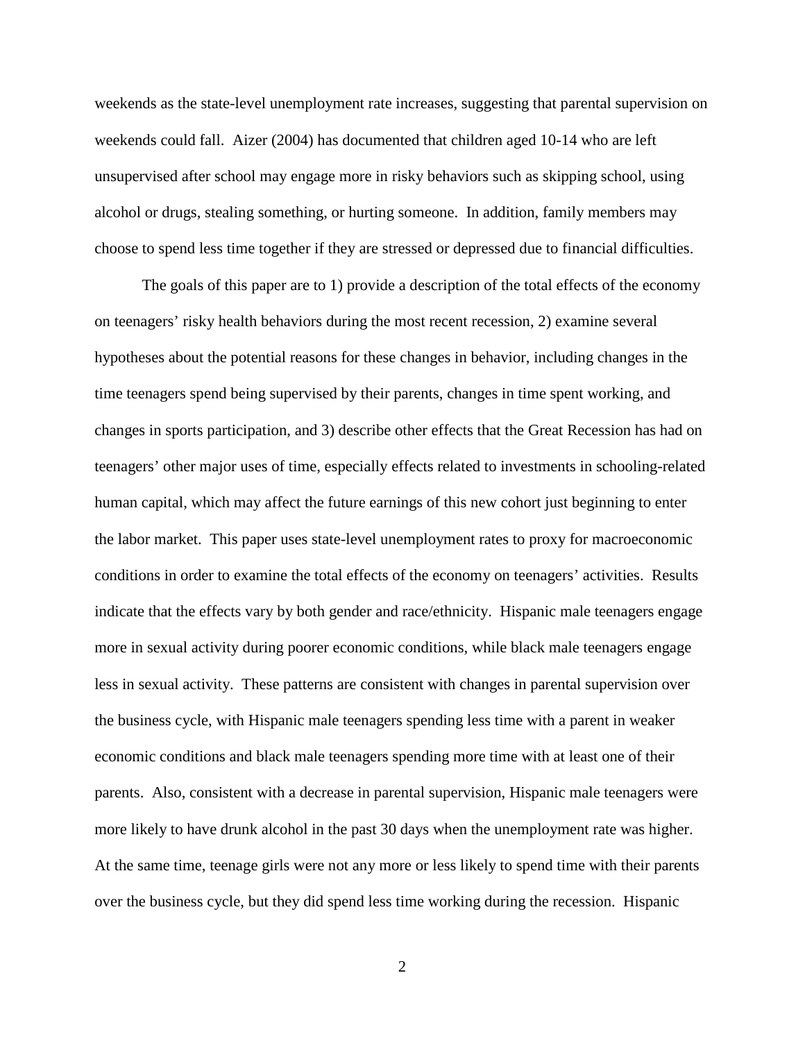weekends as the state-level unemployment rate increases, suggesting that parental supervision on weekends could fall. Aizer (2004) has documented that children aged 10-14 who are left unsupervised after school may engage more in risky behaviors such as skipping school, using alcohol or drugs, stealing something, or hurting someone. In addition, family members may choose to spend less time together if they are stressed or depressed due to financial difficulties.

The goals of this paper are to 1) provide a description of the total effects of the economy on teenagers' risky health behaviors during the most recent recession, 2) examine several hypotheses about the potential reasons for these changes in behavior, including changes in the time teenagers spend being supervised by their parents, changes in time spent working, and changes in sports participation, and 3) describe other effects that the Great Recession has had on teenagers' other major uses of time, especially effects related to investments in schooling-related human capital, which may affect the future earnings of this new cohort just beginning to enter the labor market. This paper uses state-level unemployment rates to proxy for macroeconomic conditions in order to examine the total effects of the economy on teenagers' activities. Results indicate that the effects vary by both gender and race/ethnicity. Hispanic male teenagers engage more in sexual activity during poorer economic conditions, while black male teenagers engage less in sexual activity. These patterns are consistent with changes in parental supervision over the business cycle, with Hispanic male teenagers spending less time with a parent in weaker economic conditions and black male teenagers spending more time with at least one of their parents. Also, consistent with a decrease in parental supervision, Hispanic male teenagers were more likely to have drunk alcohol in the past 30 days when the unemployment rate was higher. At the same time, teenage girls were not any more or less likely to spend time with their parents over the business cycle, but they did spend less time working during the recession. Hispanic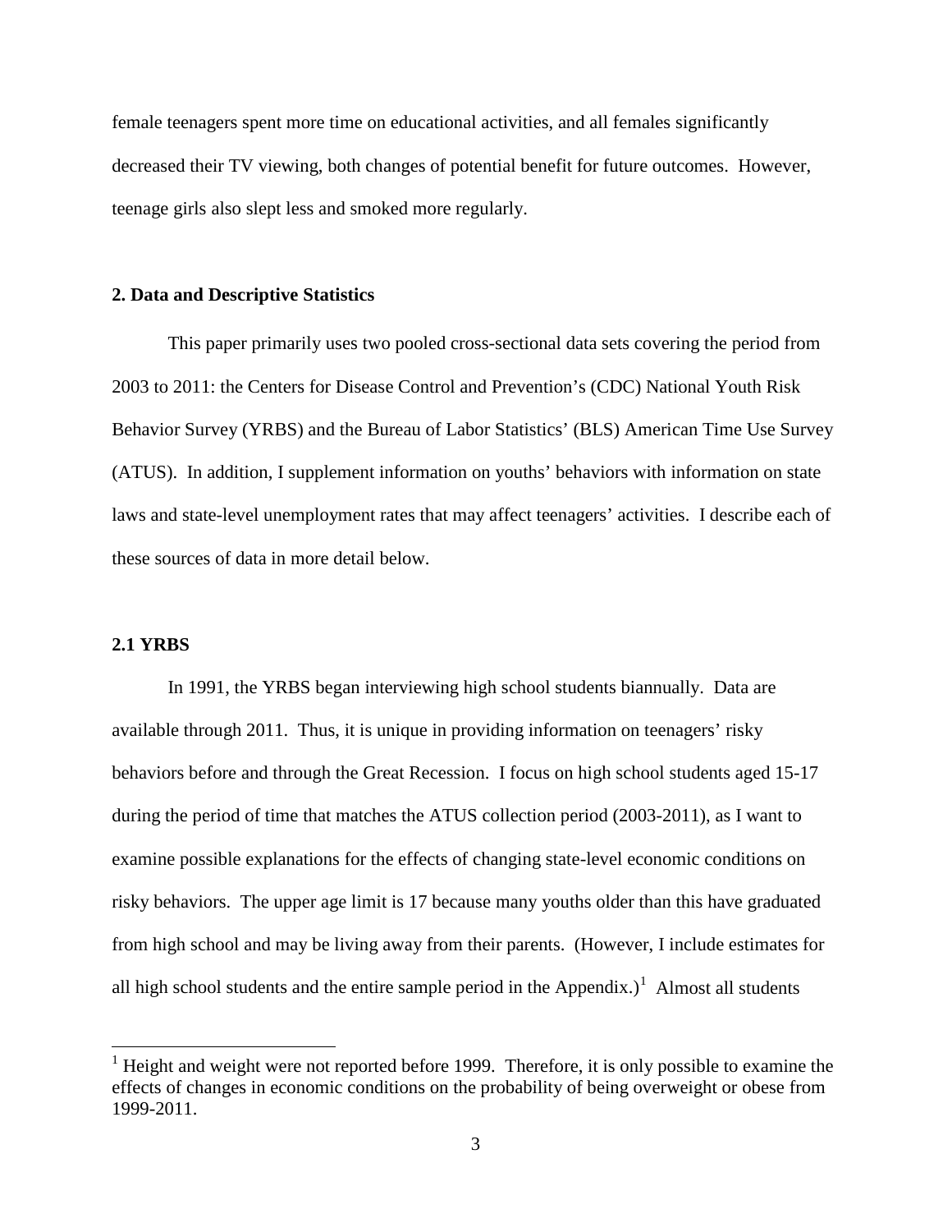female teenagers spent more time on educational activities, and all females significantly decreased their TV viewing, both changes of potential benefit for future outcomes. However, teenage girls also slept less and smoked more regularly.

## 2. Data and Descriptive Statistics

This paper primarily uses two pooled cross-sectional data sets covering the period from 2003 to 2011: the Centers for Disease Control and Prevention's (CDC) National Youth Risk Behavior Survey (YRBS) and the Bureau of Labor Statistics' (BLS) American Time Use Survey (ATUS). In addition, I supplement information on youths' behaviors with information on state laws and state-level unemployment rates that may affect teenagers' activities. I describe each of these sources of data in more detail below.

### 2.1 YRBS

In 1991, the YRBS began interviewing high school students biannually. Data are available through 2011. Thus, it is unique in providing information on teenagers' risky behaviors before and through the Great Recession. I focus on high school students aged 15-17 during the period of time that matches the ATUS collection period (2003-2011), as I want to examine possible explanations for the effects of changing state-level economic conditions on risky behaviors. The upper age limit is 17 because many youths older than this have graduated from high school and may be living away from their parents. (However, I include estimates for all high school students and the entire sample period in the Appendix.)[1] Almost all students

[1] Height and weight were not reported before 1999. Therefore, it is only possible to examine the effects of changes in economic conditions on the probability of being overweight or obese from 1999-2011.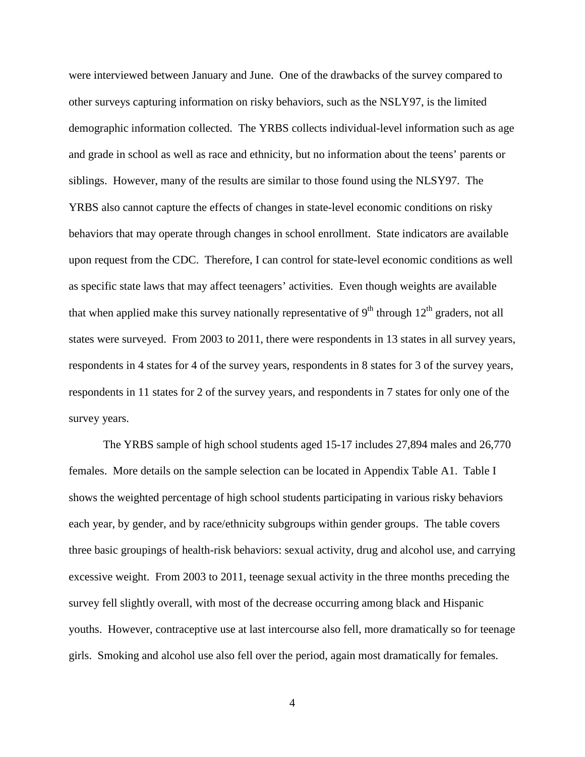were interviewed between January and June. One of the drawbacks of the survey compared to other surveys capturing information on risky behaviors, such as the NSLY97, is the limited demographic information collected. The YRBS collects individual-level information such as age and grade in school as well as race and ethnicity, but no information about the teens' parents or siblings. However, many of the results are similar to those found using the NLSY97. The YRBS also cannot capture the effects of changes in state-level economic conditions on risky behaviors that may operate through changes in school enrollment. State indicators are available upon request from the CDC. Therefore, I can control for state-level economic conditions as well as specific state laws that may affect teenagers' activities. Even though weights are available that when applied make this survey nationally representative of 9th through 12th graders, not all states were surveyed. From 2003 to 2011, there were respondents in 13 states in all survey years, respondents in 4 states for 4 of the survey years, respondents in 8 states for 3 of the survey years, respondents in 11 states for 2 of the survey years, and respondents in 7 states for only one of the survey years.

The YRBS sample of high school students aged 15-17 includes 27,894 males and 26,770 females. More details on the sample selection can be located in Appendix Table A1. Table I shows the weighted percentage of high school students participating in various risky behaviors each year, by gender, and by race/ethnicity subgroups within gender groups. The table covers three basic groupings of health-risk behaviors: sexual activity, drug and alcohol use, and carrying excessive weight. From 2003 to 2011, teenage sexual activity in the three months preceding the survey fell slightly overall, with most of the decrease occurring among black and Hispanic youths. However, contraceptive use at last intercourse also fell, more dramatically so for teenage girls. Smoking and alcohol use also fell over the period, again most dramatically for females.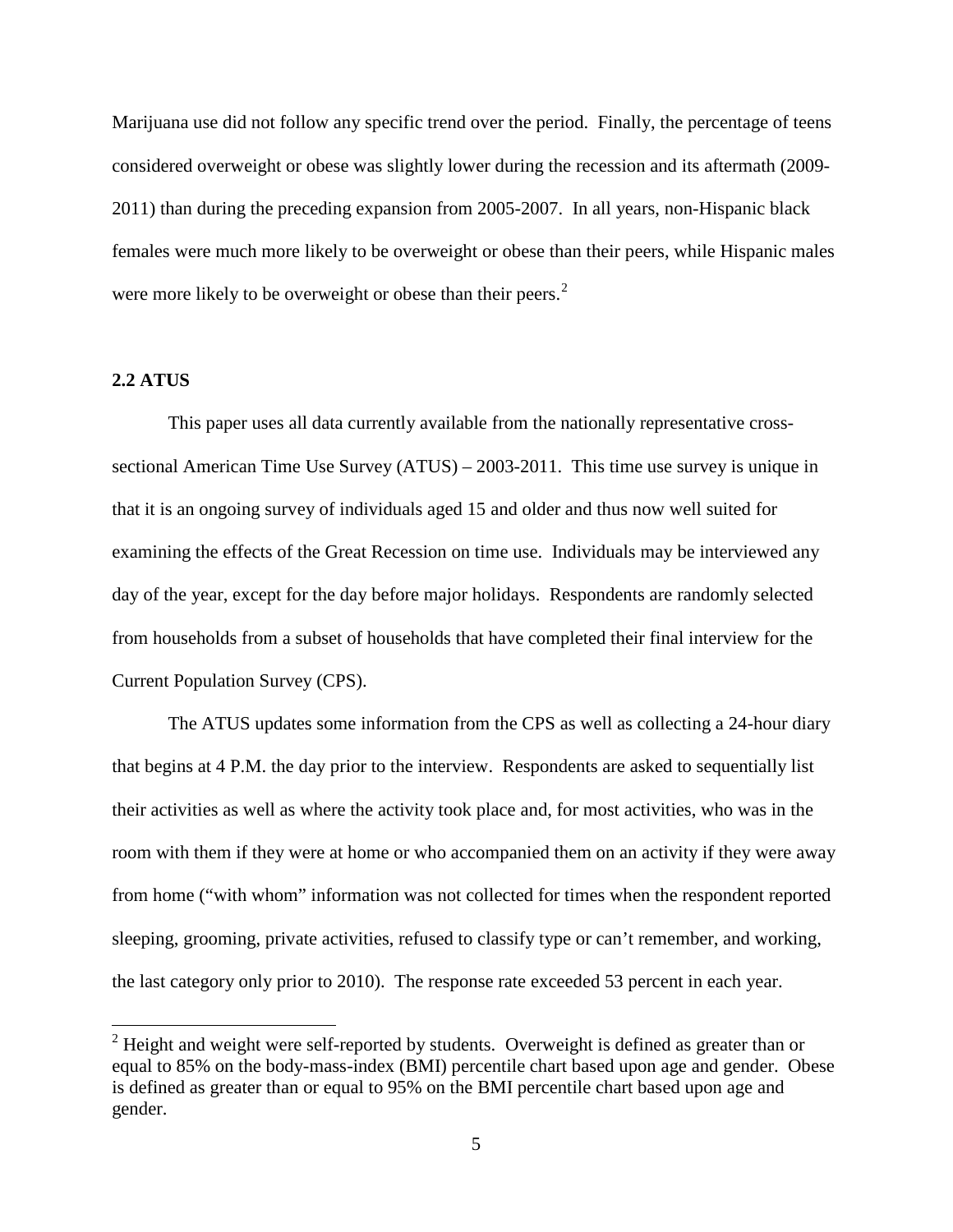Marijuana use did not follow any specific trend over the period. Finally, the percentage of teens considered overweight or obese was slightly lower during the recession and its aftermath (2009-2011) than during the preceding expansion from 2005-2007. In all years, non-Hispanic black females were much more likely to be overweight or obese than their peers, while Hispanic males were more likely to be overweight or obese than their peers.[2]

### 2.2 ATUS

This paper uses all data currently available from the nationally representative cross-sectional American Time Use Survey (ATUS) – 2003-2011. This time use survey is unique in that it is an ongoing survey of individuals aged 15 and older and thus now well suited for examining the effects of the Great Recession on time use. Individuals may be interviewed any day of the year, except for the day before major holidays. Respondents are randomly selected from households from a subset of households that have completed their final interview for the Current Population Survey (CPS).

The ATUS updates some information from the CPS as well as collecting a 24-hour diary that begins at 4 P.M. the day prior to the interview. Respondents are asked to sequentially list their activities as well as where the activity took place and, for most activities, who was in the room with them if they were at home or who accompanied them on an activity if they were away from home ("with whom" information was not collected for times when the respondent reported sleeping, grooming, private activities, refused to classify type or can't remember, and working, the last category only prior to 2010). The response rate exceeded 53 percent in each year.

---

[2] Height and weight were self-reported by students. Overweight is defined as greater than or equal to 85% on the body-mass-index (BMI) percentile chart based upon age and gender. Obese is defined as greater than or equal to 95% on the BMI percentile chart based upon age and gender.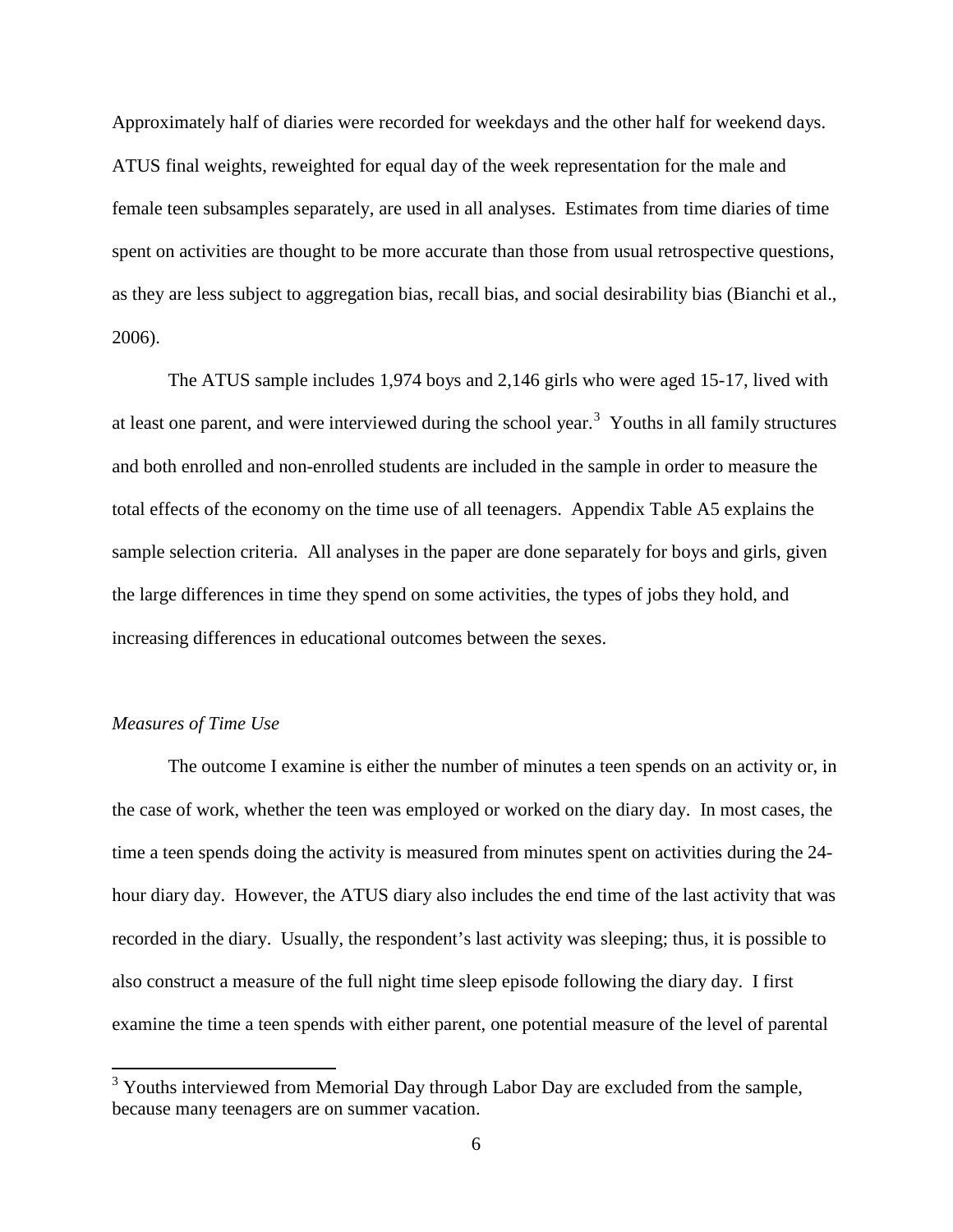Approximately half of diaries were recorded for weekdays and the other half for weekend days. ATUS final weights, reweighted for equal day of the week representation for the male and female teen subsamples separately, are used in all analyses. Estimates from time diaries of time spent on activities are thought to be more accurate than those from usual retrospective questions, as they are less subject to aggregation bias, recall bias, and social desirability bias (Bianchi et al., 2006).

The ATUS sample includes 1,974 boys and 2,146 girls who were aged 15-17, lived with at least one parent, and were interviewed during the school year.[3] Youths in all family structures and both enrolled and non-enrolled students are included in the sample in order to measure the total effects of the economy on the time use of all teenagers. Appendix Table A5 explains the sample selection criteria. All analyses in the paper are done separately for boys and girls, given the large differences in time they spend on some activities, the types of jobs they hold, and increasing differences in educational outcomes between the sexes.

*Measures of Time Use*

The outcome I examine is either the number of minutes a teen spends on an activity or, in the case of work, whether the teen was employed or worked on the diary day. In most cases, the time a teen spends doing the activity is measured from minutes spent on activities during the 24-hour diary day. However, the ATUS diary also includes the end time of the last activity that was recorded in the diary. Usually, the respondent's last activity was sleeping; thus, it is possible to also construct a measure of the full night time sleep episode following the diary day. I first examine the time a teen spends with either parent, one potential measure of the level of parental

[3] Youths interviewed from Memorial Day through Labor Day are excluded from the sample, because many teenagers are on summer vacation.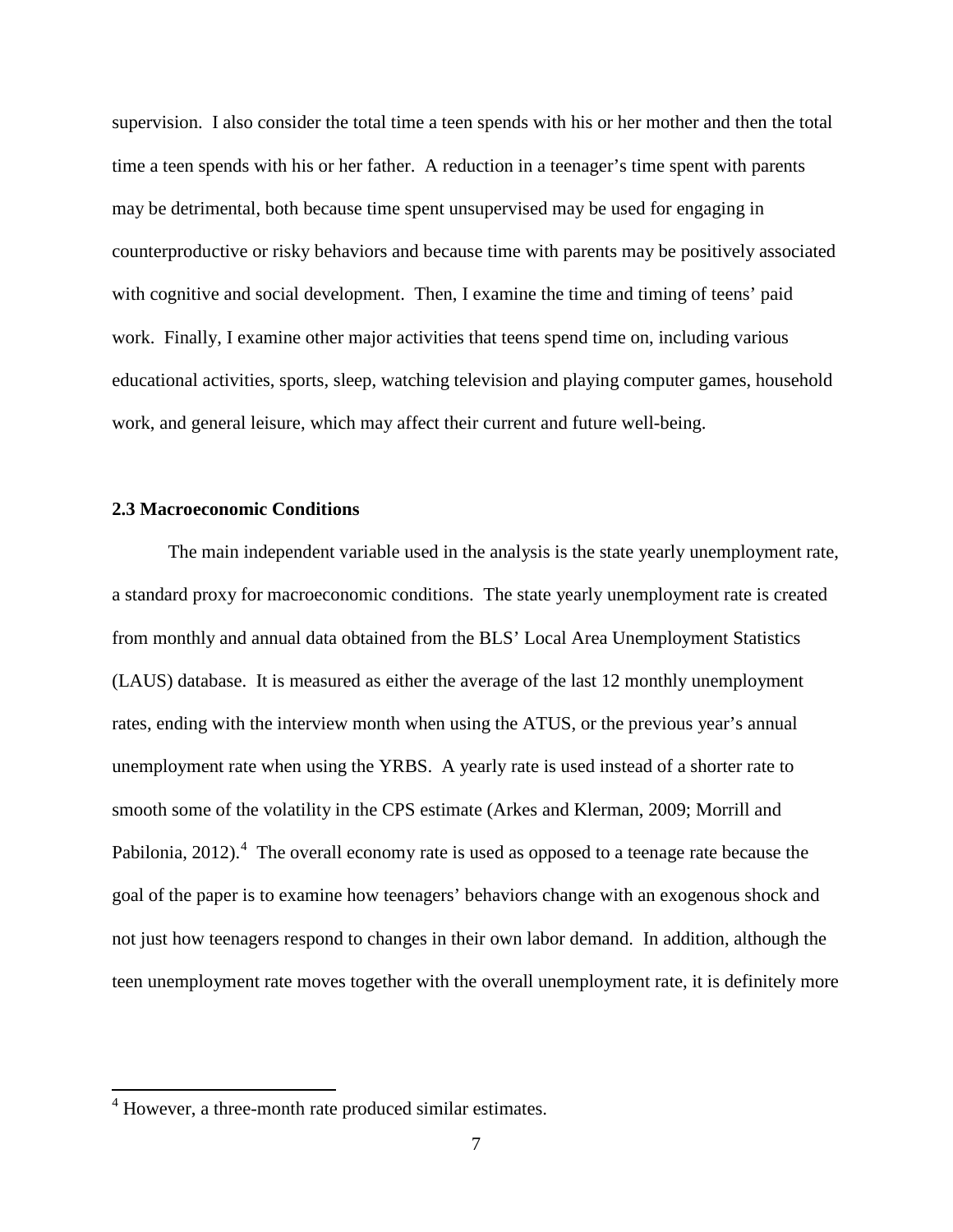supervision. I also consider the total time a teen spends with his or her mother and then the total time a teen spends with his or her father. A reduction in a teenager's time spent with parents may be detrimental, both because time spent unsupervised may be used for engaging in counterproductive or risky behaviors and because time with parents may be positively associated with cognitive and social development. Then, I examine the time and timing of teens' paid work. Finally, I examine other major activities that teens spend time on, including various educational activities, sports, sleep, watching television and playing computer games, household work, and general leisure, which may affect their current and future well-being.

### 2.3 Macroeconomic Conditions

The main independent variable used in the analysis is the state yearly unemployment rate, a standard proxy for macroeconomic conditions. The state yearly unemployment rate is created from monthly and annual data obtained from the BLS' Local Area Unemployment Statistics (LAUS) database. It is measured as either the average of the last 12 monthly unemployment rates, ending with the interview month when using the ATUS, or the previous year's annual unemployment rate when using the YRBS. A yearly rate is used instead of a shorter rate to smooth some of the volatility in the CPS estimate (Arkes and Klerman, 2009; Morrill and Pabilonia, 2012).[4] The overall economy rate is used as opposed to a teenage rate because the goal of the paper is to examine how teenagers' behaviors change with an exogenous shock and not just how teenagers respond to changes in their own labor demand. In addition, although the teen unemployment rate moves together with the overall unemployment rate, it is definitely more

[4] However, a three-month rate produced similar estimates.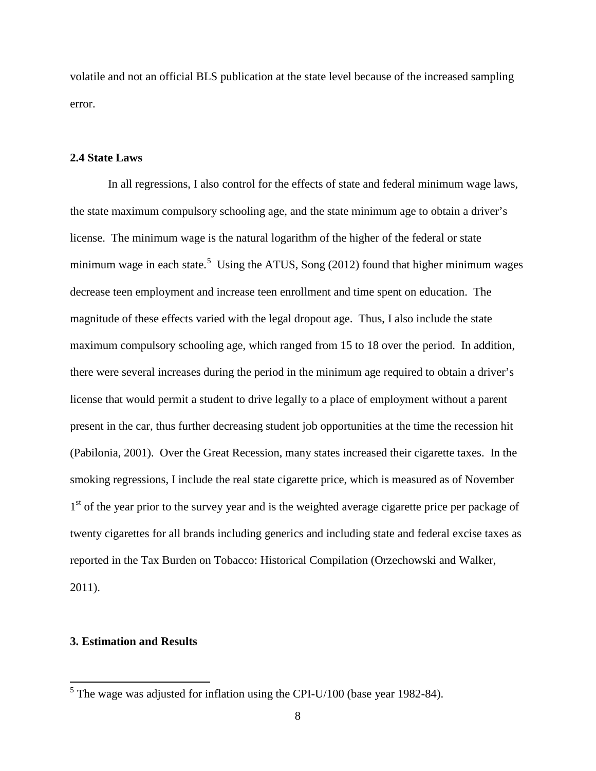volatile and not an official BLS publication at the state level because of the increased sampling error.

### 2.4 State Laws

In all regressions, I also control for the effects of state and federal minimum wage laws, the state maximum compulsory schooling age, and the state minimum age to obtain a driver's license. The minimum wage is the natural logarithm of the higher of the federal or state minimum wage in each state.[5] Using the ATUS, Song (2012) found that higher minimum wages decrease teen employment and increase teen enrollment and time spent on education. The magnitude of these effects varied with the legal dropout age. Thus, I also include the state maximum compulsory schooling age, which ranged from 15 to 18 over the period. In addition, there were several increases during the period in the minimum age required to obtain a driver's license that would permit a student to drive legally to a place of employment without a parent present in the car, thus further decreasing student job opportunities at the time the recession hit (Pabilonia, 2001). Over the Great Recession, many states increased their cigarette taxes. In the smoking regressions, I include the real state cigarette price, which is measured as of November 1st of the year prior to the survey year and is the weighted average cigarette price per package of twenty cigarettes for all brands including generics and including state and federal excise taxes as reported in the Tax Burden on Tobacco: Historical Compilation (Orzechowski and Walker, 2011).

## 3. Estimation and Results

[5] The wage was adjusted for inflation using the CPI-U/100 (base year 1982-84).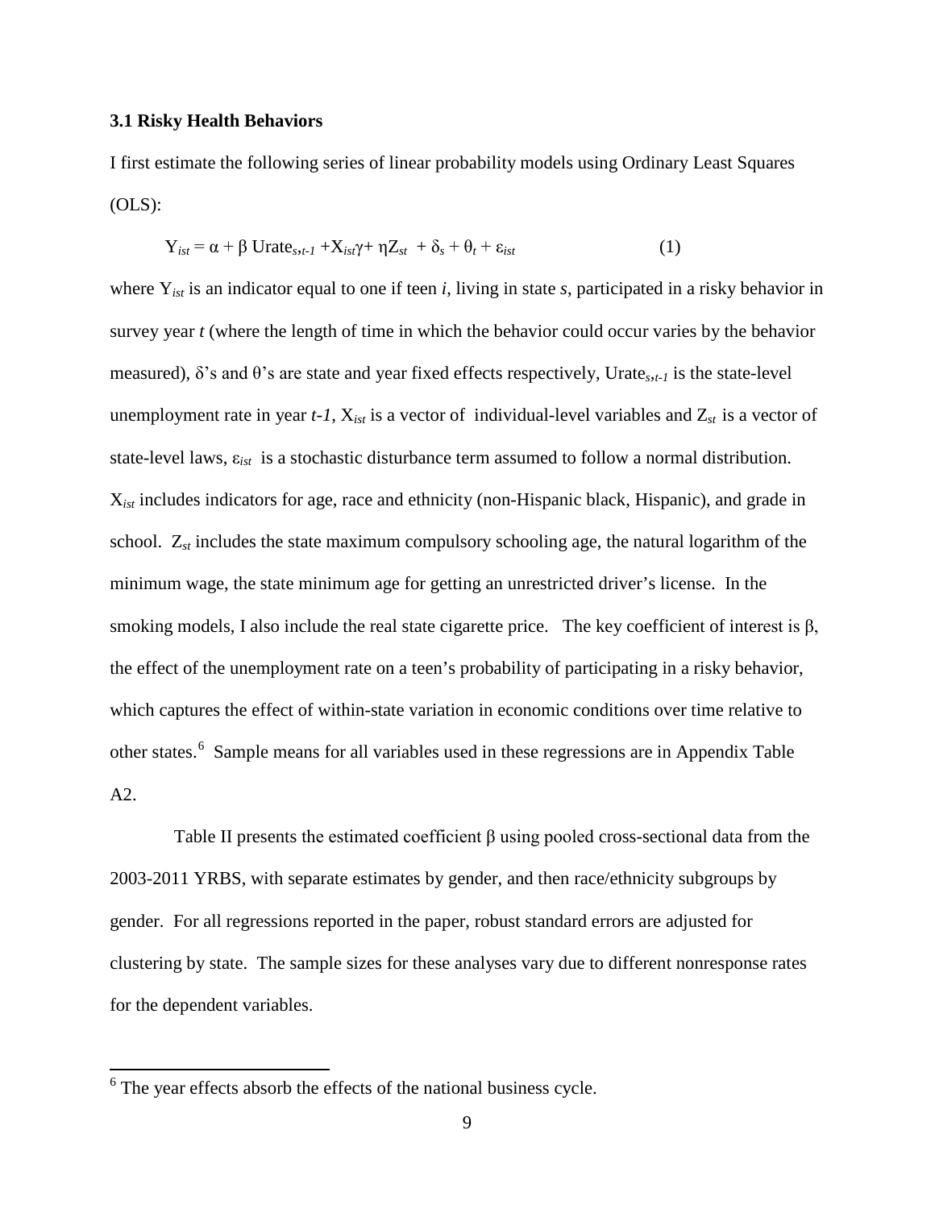### 3.1 Risky Health Behaviors

I first estimate the following series of linear probability models using Ordinary Least Squares (OLS):

$$Y_{ist} = \alpha + \beta \text{ Urate}_{s,t-1} + X_{ist}\gamma + \eta Z_{st} + \delta_s + \theta_t + \varepsilon_{ist} \qquad (1)$$

where $Y_{ist}$ is an indicator equal to one if teen *i*, living in state *s*, participated in a risky behavior in survey year *t* (where the length of time in which the behavior could occur varies by the behavior measured), δ's and θ's are state and year fixed effects respectively, $\text{Urate}_{s,t-1}$ is the state-level unemployment rate in year *t-1*, $X_{ist}$ is a vector of individual-level variables and $Z_{st}$ is a vector of state-level laws, $\varepsilon_{ist}$ is a stochastic disturbance term assumed to follow a normal distribution. $X_{ist}$ includes indicators for age, race and ethnicity (non-Hispanic black, Hispanic), and grade in school. $Z_{st}$ includes the state maximum compulsory schooling age, the natural logarithm of the minimum wage, the state minimum age for getting an unrestricted driver's license. In the smoking models, I also include the real state cigarette price. The key coefficient of interest is β, the effect of the unemployment rate on a teen's probability of participating in a risky behavior, which captures the effect of within-state variation in economic conditions over time relative to other states.[6] Sample means for all variables used in these regressions are in Appendix Table A2.

Table II presents the estimated coefficient β using pooled cross-sectional data from the 2003-2011 YRBS, with separate estimates by gender, and then race/ethnicity subgroups by gender. For all regressions reported in the paper, robust standard errors are adjusted for clustering by state. The sample sizes for these analyses vary due to different nonresponse rates for the dependent variables.

[6] The year effects absorb the effects of the national business cycle.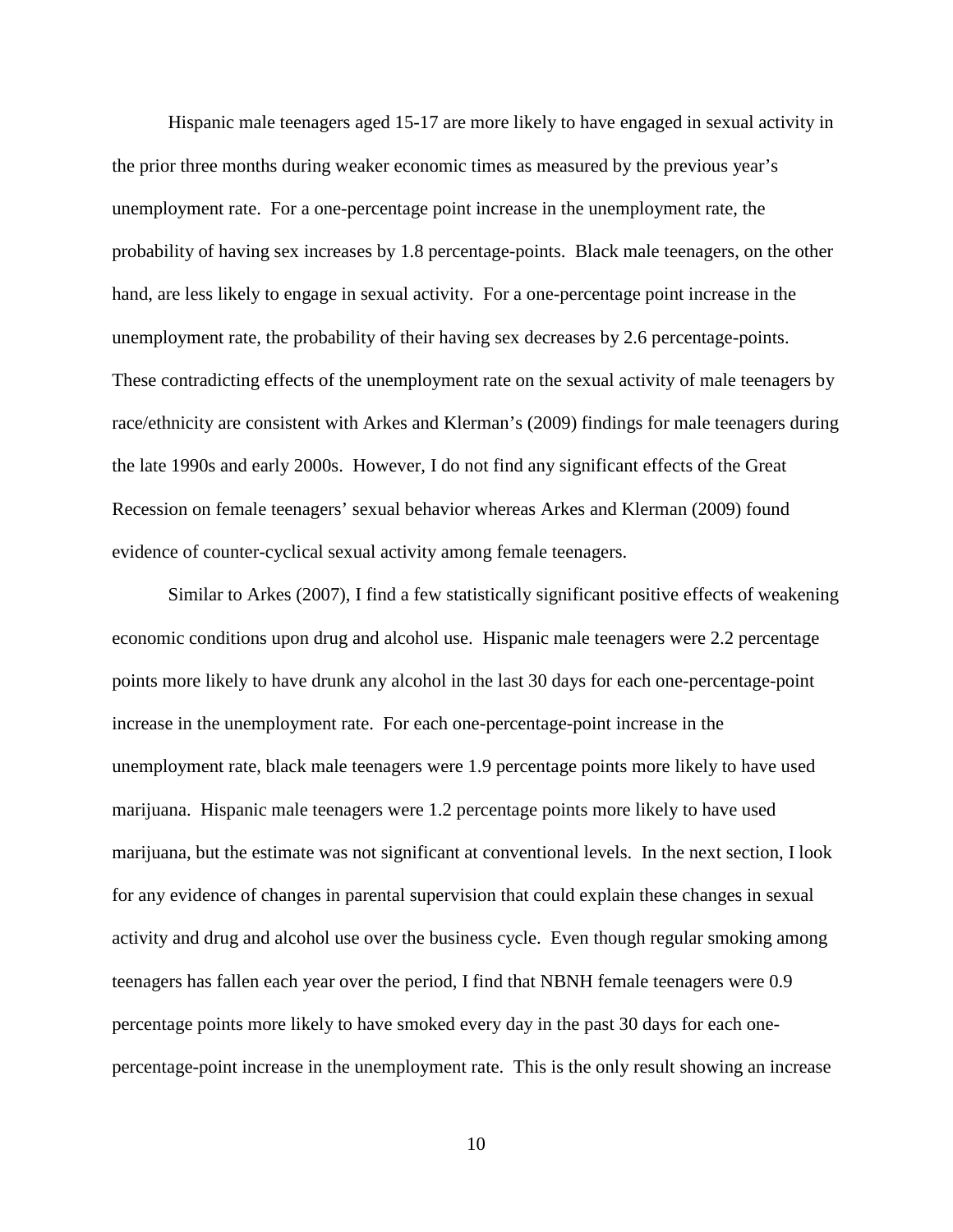Hispanic male teenagers aged 15-17 are more likely to have engaged in sexual activity in the prior three months during weaker economic times as measured by the previous year's unemployment rate. For a one-percentage point increase in the unemployment rate, the probability of having sex increases by 1.8 percentage-points. Black male teenagers, on the other hand, are less likely to engage in sexual activity. For a one-percentage point increase in the unemployment rate, the probability of their having sex decreases by 2.6 percentage-points. These contradicting effects of the unemployment rate on the sexual activity of male teenagers by race/ethnicity are consistent with Arkes and Klerman's (2009) findings for male teenagers during the late 1990s and early 2000s. However, I do not find any significant effects of the Great Recession on female teenagers' sexual behavior whereas Arkes and Klerman (2009) found evidence of counter-cyclical sexual activity among female teenagers.

Similar to Arkes (2007), I find a few statistically significant positive effects of weakening economic conditions upon drug and alcohol use. Hispanic male teenagers were 2.2 percentage points more likely to have drunk any alcohol in the last 30 days for each one-percentage-point increase in the unemployment rate. For each one-percentage-point increase in the unemployment rate, black male teenagers were 1.9 percentage points more likely to have used marijuana. Hispanic male teenagers were 1.2 percentage points more likely to have used marijuana, but the estimate was not significant at conventional levels. In the next section, I look for any evidence of changes in parental supervision that could explain these changes in sexual activity and drug and alcohol use over the business cycle. Even though regular smoking among teenagers has fallen each year over the period, I find that NBNH female teenagers were 0.9 percentage points more likely to have smoked every day in the past 30 days for each one-percentage-point increase in the unemployment rate. This is the only result showing an increase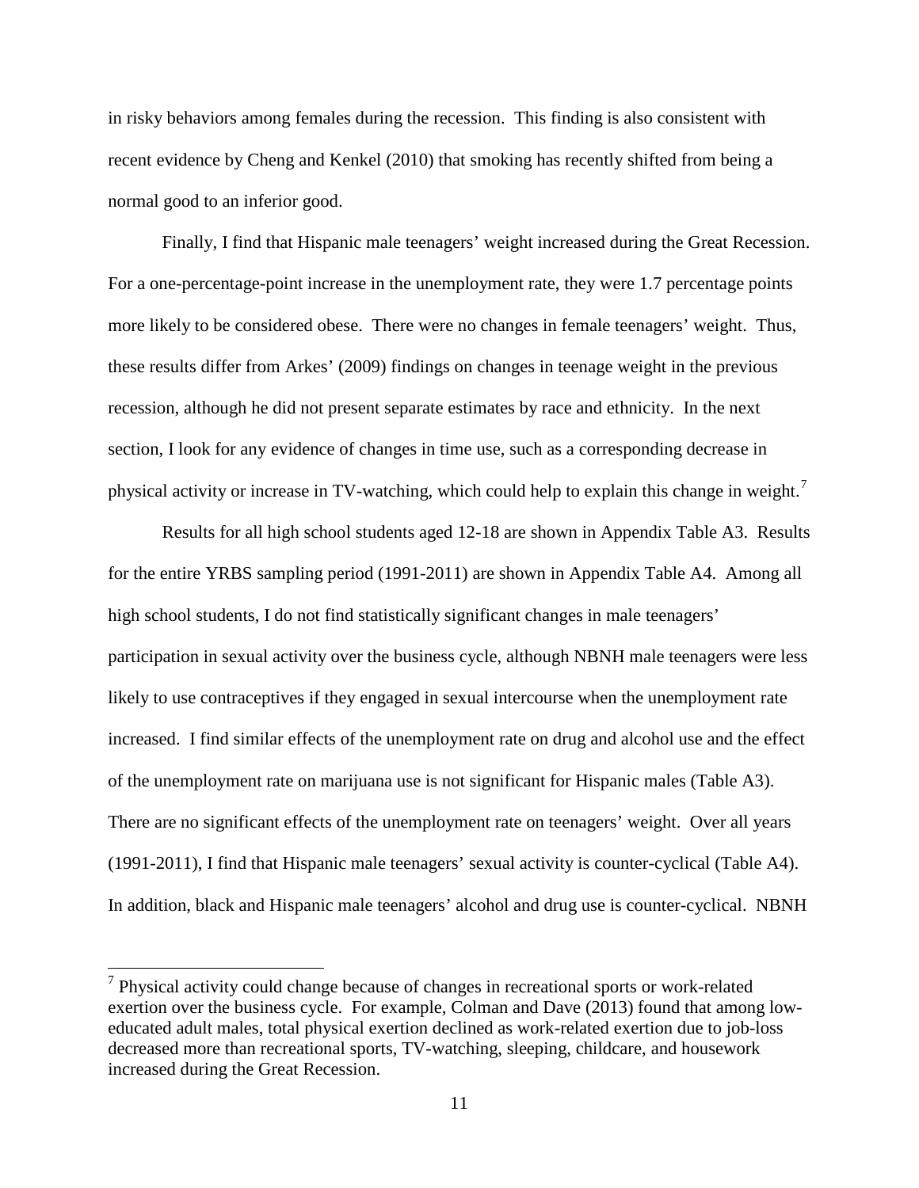in risky behaviors among females during the recession. This finding is also consistent with recent evidence by Cheng and Kenkel (2010) that smoking has recently shifted from being a normal good to an inferior good.

Finally, I find that Hispanic male teenagers' weight increased during the Great Recession. For a one-percentage-point increase in the unemployment rate, they were 1.7 percentage points more likely to be considered obese. There were no changes in female teenagers' weight. Thus, these results differ from Arkes' (2009) findings on changes in teenage weight in the previous recession, although he did not present separate estimates by race and ethnicity. In the next section, I look for any evidence of changes in time use, such as a corresponding decrease in physical activity or increase in TV-watching, which could help to explain this change in weight.[7]

Results for all high school students aged 12-18 are shown in Appendix Table A3. Results for the entire YRBS sampling period (1991-2011) are shown in Appendix Table A4. Among all high school students, I do not find statistically significant changes in male teenagers' participation in sexual activity over the business cycle, although NBNH male teenagers were less likely to use contraceptives if they engaged in sexual intercourse when the unemployment rate increased. I find similar effects of the unemployment rate on drug and alcohol use and the effect of the unemployment rate on marijuana use is not significant for Hispanic males (Table A3). There are no significant effects of the unemployment rate on teenagers' weight. Over all years (1991-2011), I find that Hispanic male teenagers' sexual activity is counter-cyclical (Table A4). In addition, black and Hispanic male teenagers' alcohol and drug use is counter-cyclical. NBNH

---

[7] Physical activity could change because of changes in recreational sports or work-related exertion over the business cycle. For example, Colman and Dave (2013) found that among low-educated adult males, total physical exertion declined as work-related exertion due to job-loss decreased more than recreational sports, TV-watching, sleeping, childcare, and housework increased during the Great Recession.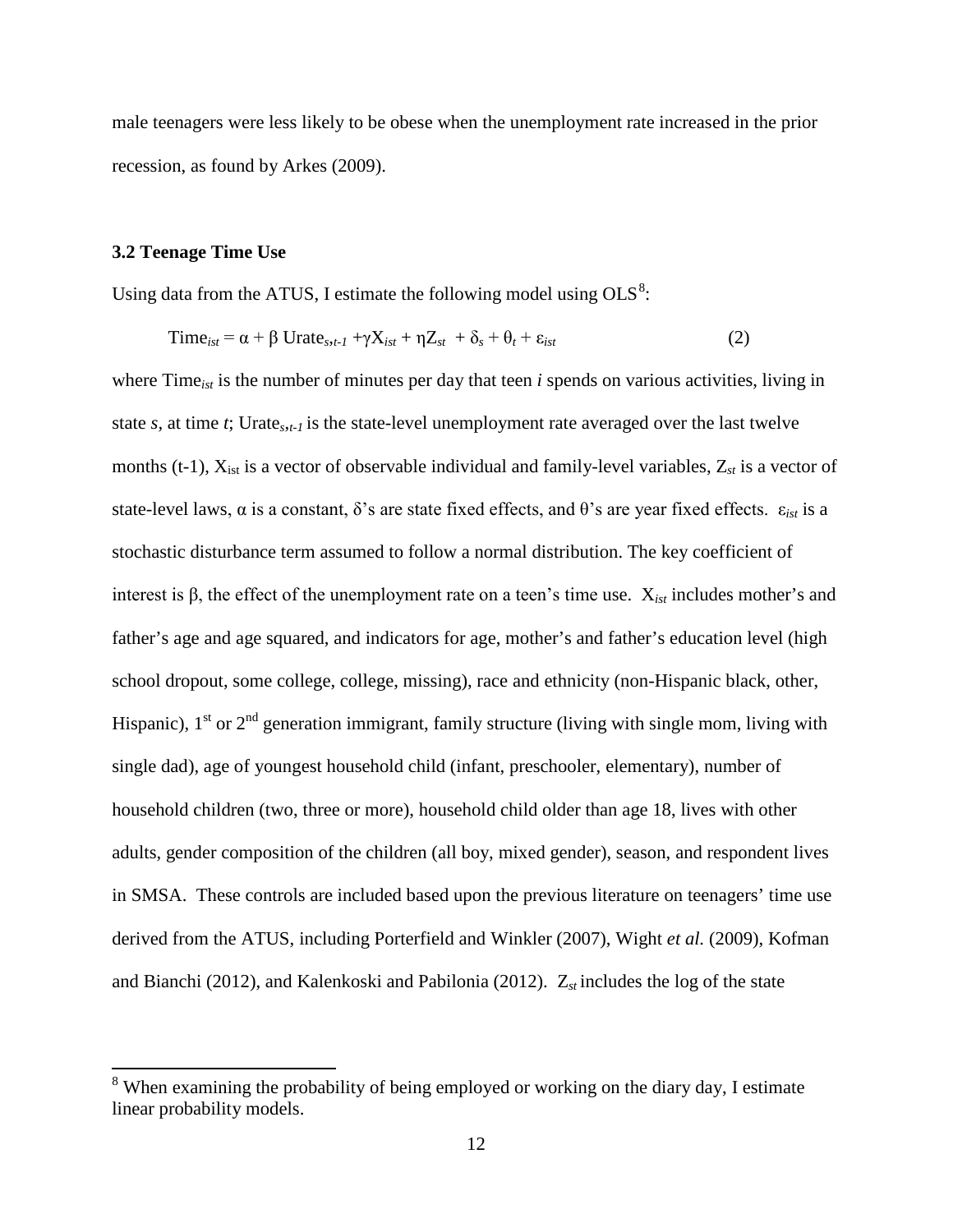male teenagers were less likely to be obese when the unemployment rate increased in the prior recession, as found by Arkes (2009).

### 3.2 Teenage Time Use

Using data from the ATUS, I estimate the following model using OLS[8]:

$$\text{Time}_{ist} = \alpha + \beta \text{ Urate}_{s,t-1} + \gamma X_{ist} + \eta Z_{st} + \delta_s + \theta_t + \varepsilon_{ist} \qquad (2)$$

where $\text{Time}_{ist}$ is the number of minutes per day that teen *i* spends on various activities, living in state *s*, at time *t*; $\text{Urate}_{s,t-1}$ is the state-level unemployment rate averaged over the last twelve months (t-1), $X_{ist}$ is a vector of observable individual and family-level variables, $Z_{st}$ is a vector of state-level laws, $\alpha$ is a constant, $\delta$'s are state fixed effects, and $\theta$'s are year fixed effects. $\varepsilon_{ist}$ is a stochastic disturbance term assumed to follow a normal distribution. The key coefficient of interest is $\beta$, the effect of the unemployment rate on a teen's time use. $X_{ist}$ includes mother's and father's age and age squared, and indicators for age, mother's and father's education level (high school dropout, some college, college, missing), race and ethnicity (non-Hispanic black, other, Hispanic), 1st or 2nd generation immigrant, family structure (living with single mom, living with single dad), age of youngest household child (infant, preschooler, elementary), number of household children (two, three or more), household child older than age 18, lives with other adults, gender composition of the children (all boy, mixed gender), season, and respondent lives in SMSA. These controls are included based upon the previous literature on teenagers' time use derived from the ATUS, including Porterfield and Winkler (2007), Wight *et al.* (2009), Kofman and Bianchi (2012), and Kalenkoski and Pabilonia (2012). $Z_{st}$ includes the log of the state

[8] When examining the probability of being employed or working on the diary day, I estimate linear probability models.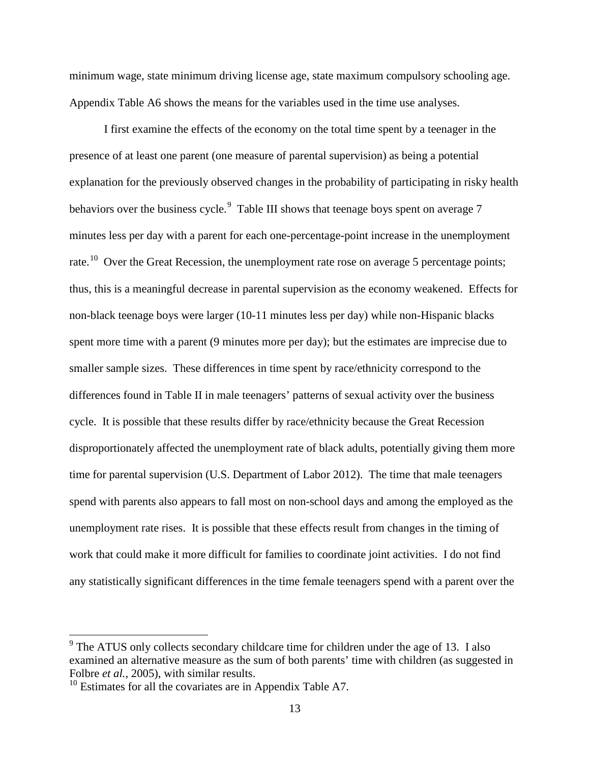minimum wage, state minimum driving license age, state maximum compulsory schooling age. Appendix Table A6 shows the means for the variables used in the time use analyses.

I first examine the effects of the economy on the total time spent by a teenager in the presence of at least one parent (one measure of parental supervision) as being a potential explanation for the previously observed changes in the probability of participating in risky health behaviors over the business cycle.[9] Table III shows that teenage boys spent on average 7 minutes less per day with a parent for each one-percentage-point increase in the unemployment rate.[10] Over the Great Recession, the unemployment rate rose on average 5 percentage points; thus, this is a meaningful decrease in parental supervision as the economy weakened. Effects for non-black teenage boys were larger (10-11 minutes less per day) while non-Hispanic blacks spent more time with a parent (9 minutes more per day); but the estimates are imprecise due to smaller sample sizes. These differences in time spent by race/ethnicity correspond to the differences found in Table II in male teenagers' patterns of sexual activity over the business cycle. It is possible that these results differ by race/ethnicity because the Great Recession disproportionately affected the unemployment rate of black adults, potentially giving them more time for parental supervision (U.S. Department of Labor 2012). The time that male teenagers spend with parents also appears to fall most on non-school days and among the employed as the unemployment rate rises. It is possible that these effects result from changes in the timing of work that could make it more difficult for families to coordinate joint activities. I do not find any statistically significant differences in the time female teenagers spend with a parent over the

[9] The ATUS only collects secondary childcare time for children under the age of 13. I also examined an alternative measure as the sum of both parents' time with children (as suggested in Folbre *et al.*, 2005), with similar results.

[10] Estimates for all the covariates are in Appendix Table A7.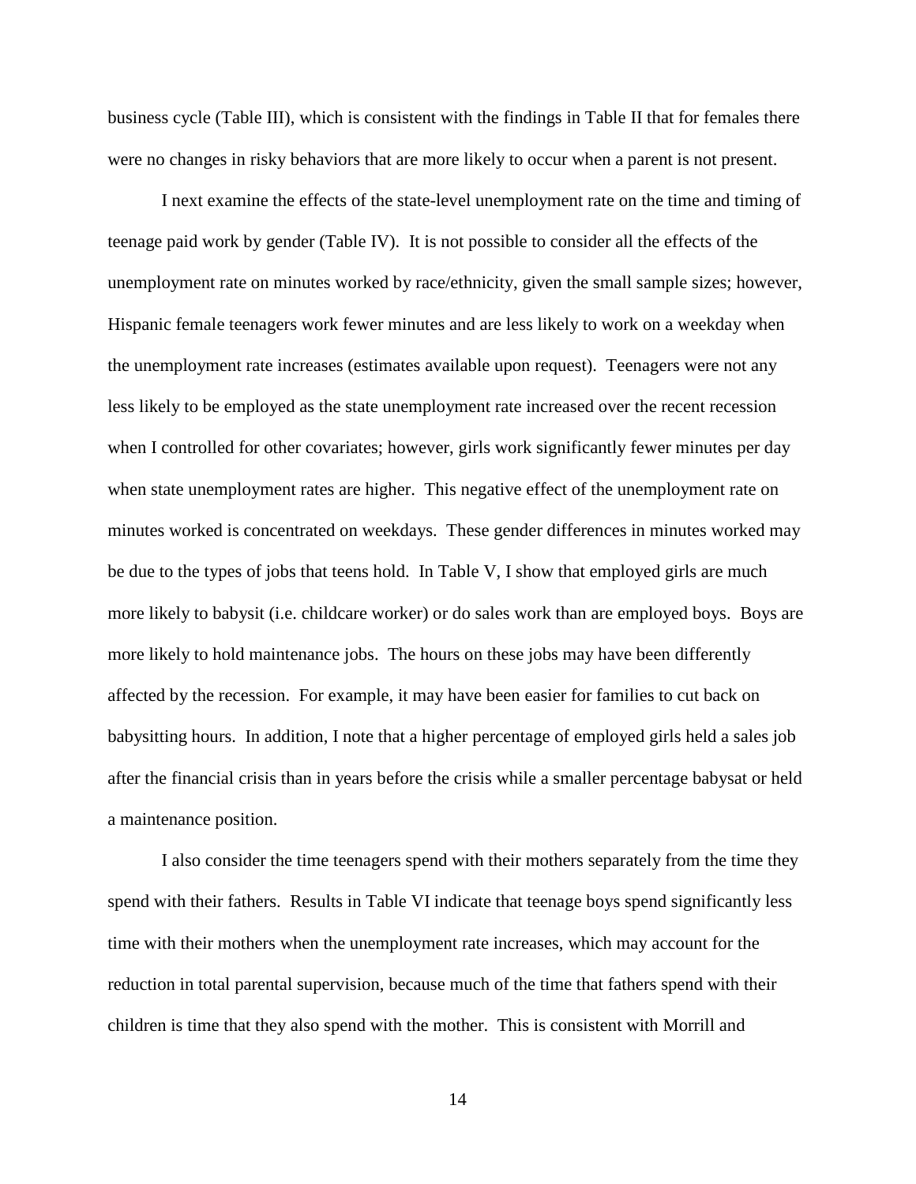business cycle (Table III), which is consistent with the findings in Table II that for females there were no changes in risky behaviors that are more likely to occur when a parent is not present.

I next examine the effects of the state-level unemployment rate on the time and timing of teenage paid work by gender (Table IV). It is not possible to consider all the effects of the unemployment rate on minutes worked by race/ethnicity, given the small sample sizes; however, Hispanic female teenagers work fewer minutes and are less likely to work on a weekday when the unemployment rate increases (estimates available upon request). Teenagers were not any less likely to be employed as the state unemployment rate increased over the recent recession when I controlled for other covariates; however, girls work significantly fewer minutes per day when state unemployment rates are higher. This negative effect of the unemployment rate on minutes worked is concentrated on weekdays. These gender differences in minutes worked may be due to the types of jobs that teens hold. In Table V, I show that employed girls are much more likely to babysit (i.e. childcare worker) or do sales work than are employed boys. Boys are more likely to hold maintenance jobs. The hours on these jobs may have been differently affected by the recession. For example, it may have been easier for families to cut back on babysitting hours. In addition, I note that a higher percentage of employed girls held a sales job after the financial crisis than in years before the crisis while a smaller percentage babysat or held a maintenance position.

I also consider the time teenagers spend with their mothers separately from the time they spend with their fathers. Results in Table VI indicate that teenage boys spend significantly less time with their mothers when the unemployment rate increases, which may account for the reduction in total parental supervision, because much of the time that fathers spend with their children is time that they also spend with the mother. This is consistent with Morrill and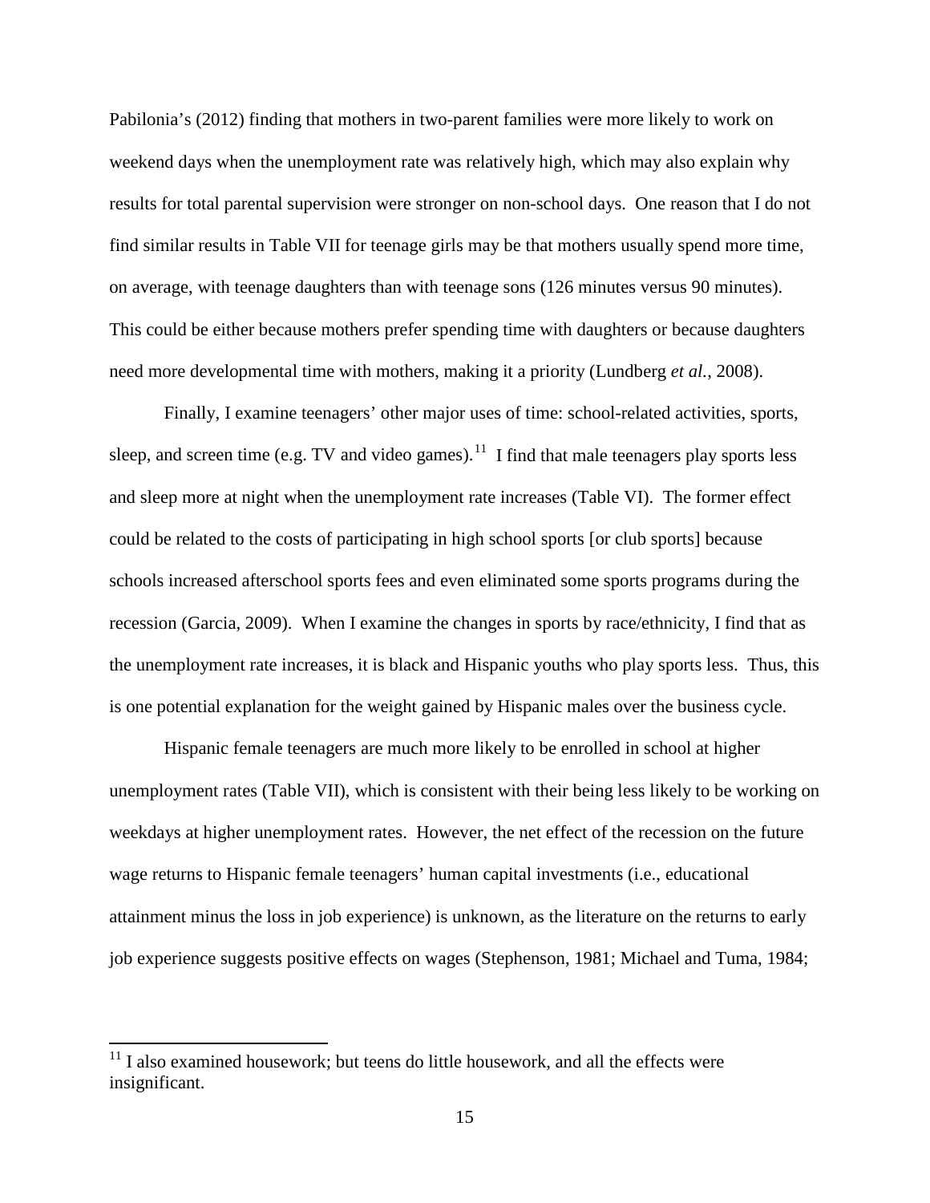Pabilonia's (2012) finding that mothers in two-parent families were more likely to work on weekend days when the unemployment rate was relatively high, which may also explain why results for total parental supervision were stronger on non-school days. One reason that I do not find similar results in Table VII for teenage girls may be that mothers usually spend more time, on average, with teenage daughters than with teenage sons (126 minutes versus 90 minutes). This could be either because mothers prefer spending time with daughters or because daughters need more developmental time with mothers, making it a priority (Lundberg *et al.*, 2008).

Finally, I examine teenagers' other major uses of time: school-related activities, sports, sleep, and screen time (e.g. TV and video games).[11] I find that male teenagers play sports less and sleep more at night when the unemployment rate increases (Table VI). The former effect could be related to the costs of participating in high school sports [or club sports] because schools increased afterschool sports fees and even eliminated some sports programs during the recession (Garcia, 2009). When I examine the changes in sports by race/ethnicity, I find that as the unemployment rate increases, it is black and Hispanic youths who play sports less. Thus, this is one potential explanation for the weight gained by Hispanic males over the business cycle.

Hispanic female teenagers are much more likely to be enrolled in school at higher unemployment rates (Table VII), which is consistent with their being less likely to be working on weekdays at higher unemployment rates. However, the net effect of the recession on the future wage returns to Hispanic female teenagers' human capital investments (i.e., educational attainment minus the loss in job experience) is unknown, as the literature on the returns to early job experience suggests positive effects on wages (Stephenson, 1981; Michael and Tuma, 1984;

[11] I also examined housework; but teens do little housework, and all the effects were insignificant.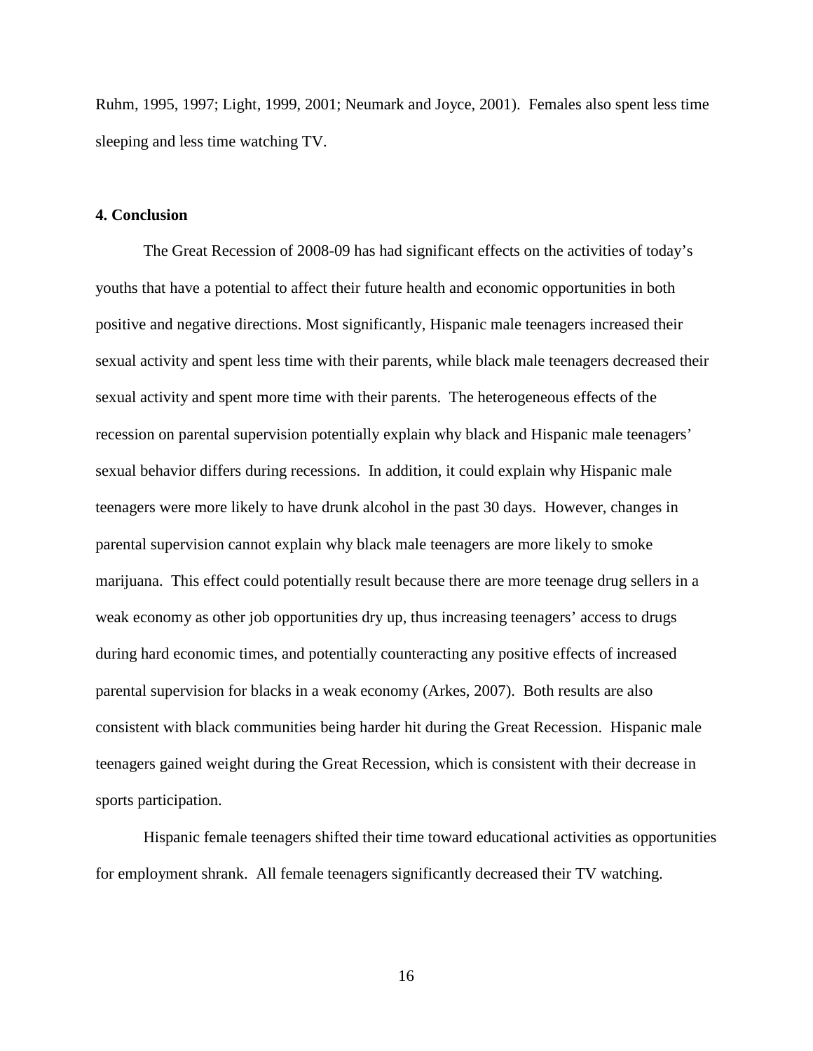Ruhm, 1995, 1997; Light, 1999, 2001; Neumark and Joyce, 2001). Females also spent less time sleeping and less time watching TV.

## 4. Conclusion

The Great Recession of 2008-09 has had significant effects on the activities of today's youths that have a potential to affect their future health and economic opportunities in both positive and negative directions. Most significantly, Hispanic male teenagers increased their sexual activity and spent less time with their parents, while black male teenagers decreased their sexual activity and spent more time with their parents. The heterogeneous effects of the recession on parental supervision potentially explain why black and Hispanic male teenagers' sexual behavior differs during recessions. In addition, it could explain why Hispanic male teenagers were more likely to have drunk alcohol in the past 30 days. However, changes in parental supervision cannot explain why black male teenagers are more likely to smoke marijuana. This effect could potentially result because there are more teenage drug sellers in a weak economy as other job opportunities dry up, thus increasing teenagers' access to drugs during hard economic times, and potentially counteracting any positive effects of increased parental supervision for blacks in a weak economy (Arkes, 2007). Both results are also consistent with black communities being harder hit during the Great Recession. Hispanic male teenagers gained weight during the Great Recession, which is consistent with their decrease in sports participation.

Hispanic female teenagers shifted their time toward educational activities as opportunities for employment shrank. All female teenagers significantly decreased their TV watching.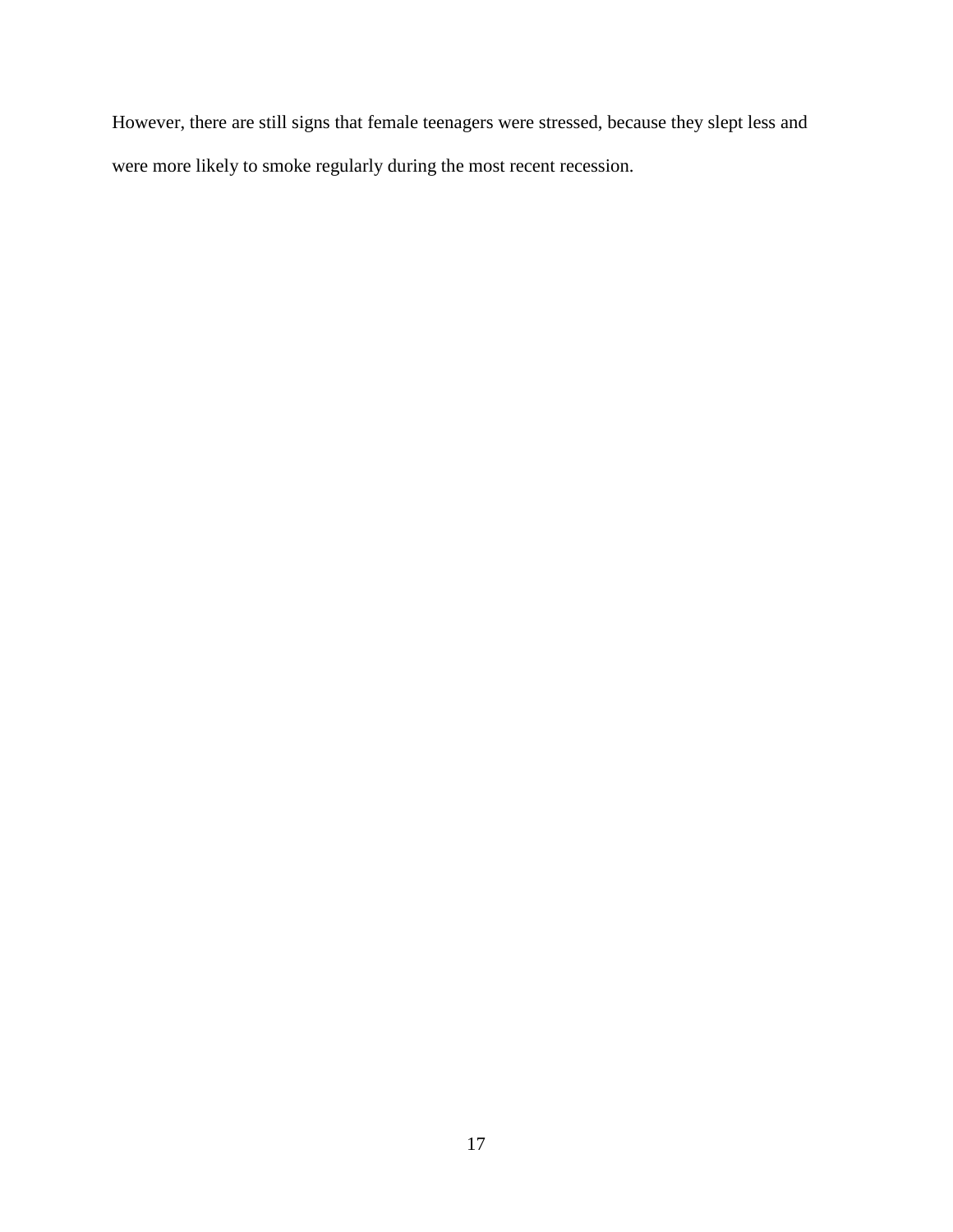However, there are still signs that female teenagers were stressed, because they slept less and were more likely to smoke regularly during the most recent recession.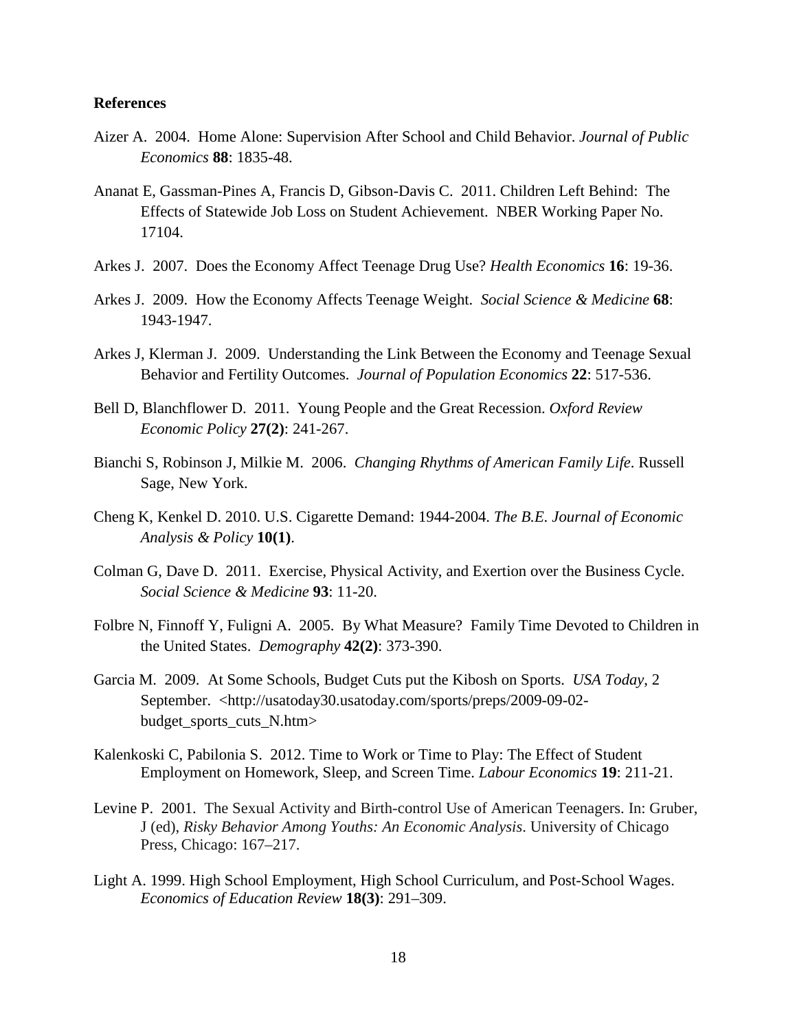**References**

Aizer A. 2004. Home Alone: Supervision After School and Child Behavior. *Journal of Public Economics* **88**: 1835-48.

Ananat E, Gassman-Pines A, Francis D, Gibson-Davis C. 2011. Children Left Behind: The Effects of Statewide Job Loss on Student Achievement. NBER Working Paper No. 17104.

Arkes J. 2007. Does the Economy Affect Teenage Drug Use? *Health Economics* **16**: 19-36.

Arkes J. 2009. How the Economy Affects Teenage Weight. *Social Science & Medicine* **68**: 1943-1947.

Arkes J, Klerman J. 2009. Understanding the Link Between the Economy and Teenage Sexual Behavior and Fertility Outcomes. *Journal of Population Economics* **22**: 517-536.

Bell D, Blanchflower D. 2011. Young People and the Great Recession. *Oxford Review Economic Policy* **27(2)**: 241-267.

Bianchi S, Robinson J, Milkie M. 2006. *Changing Rhythms of American Family Life*. Russell Sage, New York.

Cheng K, Kenkel D. 2010. U.S. Cigarette Demand: 1944-2004. *The B.E. Journal of Economic Analysis & Policy* **10(1)**.

Colman G, Dave D. 2011. Exercise, Physical Activity, and Exertion over the Business Cycle. *Social Science & Medicine* **93**: 11-20.

Folbre N, Finnoff Y, Fuligni A. 2005. By What Measure? Family Time Devoted to Children in the United States. *Demography* **42(2)**: 373-390.

Garcia M. 2009. At Some Schools, Budget Cuts put the Kibosh on Sports. *USA Today*, 2 September. <http://usatoday30.usatoday.com/sports/preps/2009-09-02-budget_sports_cuts_N.htm>

Kalenkoski C, Pabilonia S. 2012. Time to Work or Time to Play: The Effect of Student Employment on Homework, Sleep, and Screen Time. *Labour Economics* **19**: 211-21.

Levine P. 2001. The Sexual Activity and Birth-control Use of American Teenagers. In: Gruber, J (ed), *Risky Behavior Among Youths: An Economic Analysis*. University of Chicago Press, Chicago: 167–217.

Light A. 1999. High School Employment, High School Curriculum, and Post-School Wages. *Economics of Education Review* **18(3)**: 291–309.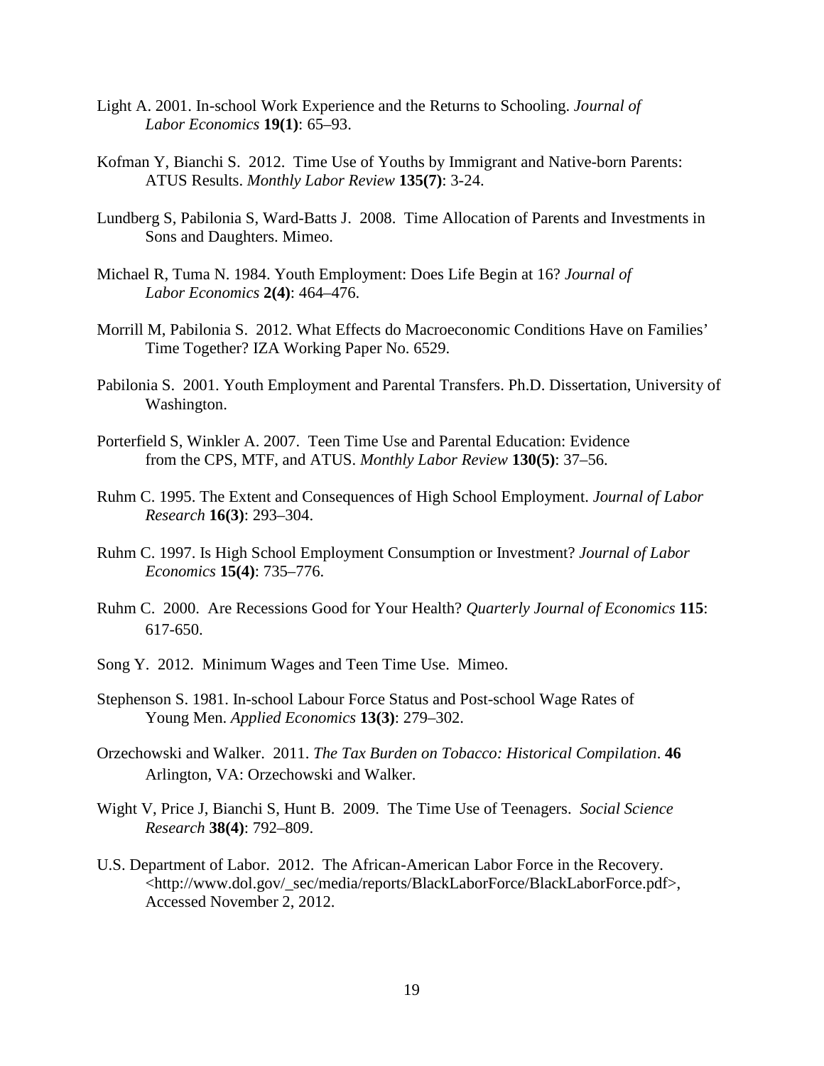Light A. 2001. In-school Work Experience and the Returns to Schooling. *Journal of Labor Economics* **19(1)**: 65–93.

Kofman Y, Bianchi S. 2012. Time Use of Youths by Immigrant and Native-born Parents: ATUS Results. *Monthly Labor Review* **135(7)**: 3-24.

Lundberg S, Pabilonia S, Ward-Batts J. 2008. Time Allocation of Parents and Investments in Sons and Daughters. Mimeo.

Michael R, Tuma N. 1984. Youth Employment: Does Life Begin at 16? *Journal of Labor Economics* **2(4)**: 464–476.

Morrill M, Pabilonia S. 2012. What Effects do Macroeconomic Conditions Have on Families' Time Together? IZA Working Paper No. 6529.

Pabilonia S. 2001. Youth Employment and Parental Transfers. Ph.D. Dissertation, University of Washington.

Porterfield S, Winkler A. 2007. Teen Time Use and Parental Education: Evidence from the CPS, MTF, and ATUS. *Monthly Labor Review* **130(5)**: 37–56.

Ruhm C. 1995. The Extent and Consequences of High School Employment. *Journal of Labor Research* **16(3)**: 293–304.

Ruhm C. 1997. Is High School Employment Consumption or Investment? *Journal of Labor Economics* **15(4)**: 735–776.

Ruhm C. 2000. Are Recessions Good for Your Health? *Quarterly Journal of Economics* **115**: 617-650.

Song Y. 2012. Minimum Wages and Teen Time Use. Mimeo.

Stephenson S. 1981. In-school Labour Force Status and Post-school Wage Rates of Young Men. *Applied Economics* **13(3)**: 279–302.

Orzechowski and Walker. 2011. *The Tax Burden on Tobacco: Historical Compilation*. **46** Arlington, VA: Orzechowski and Walker.

Wight V, Price J, Bianchi S, Hunt B. 2009. The Time Use of Teenagers. *Social Science Research* **38(4)**: 792–809.

U.S. Department of Labor. 2012. The African-American Labor Force in the Recovery. <http://www.dol.gov/_sec/media/reports/BlackLaborForce/BlackLaborForce.pdf>, Accessed November 2, 2012.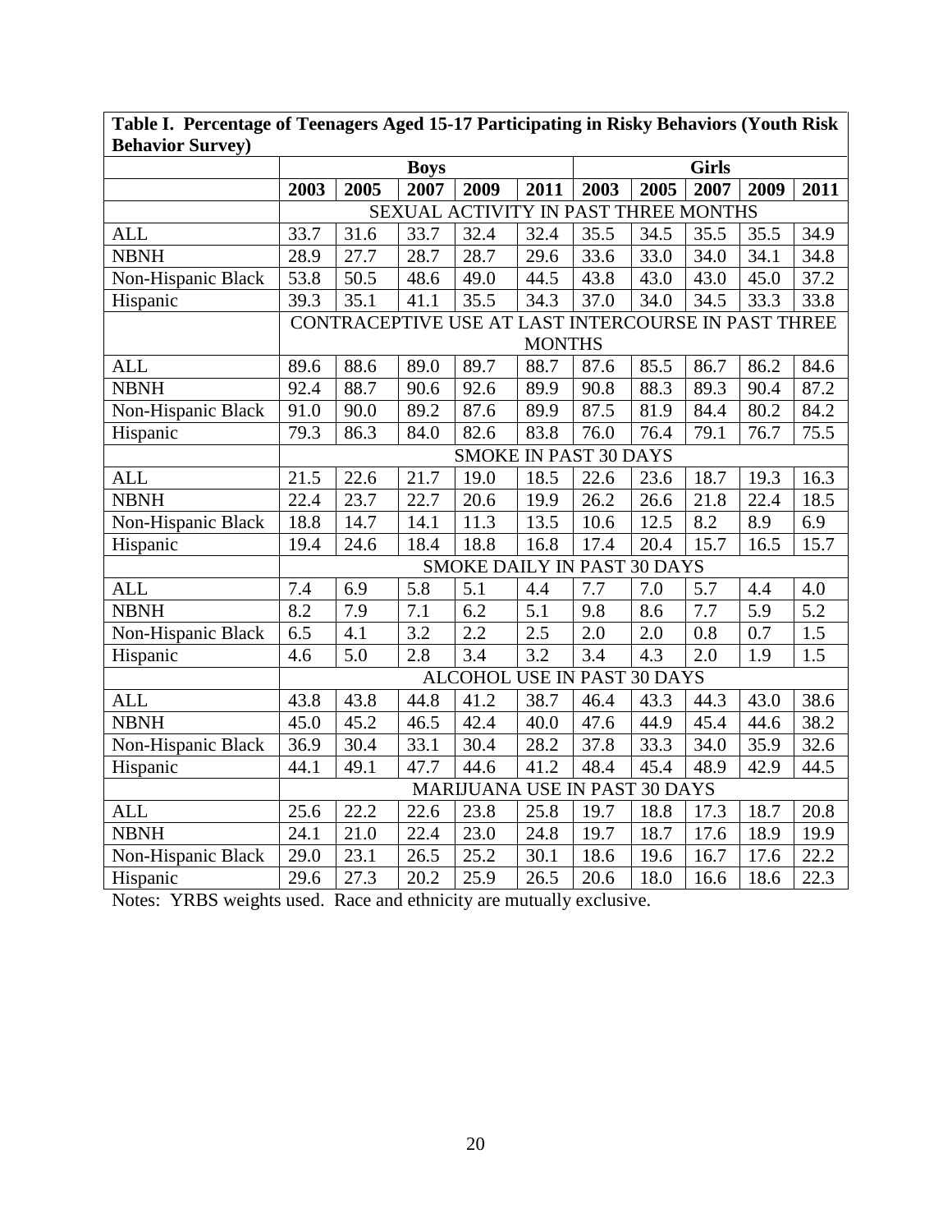**Table I. Percentage of Teenagers Aged 15-17 Participating in Risky Behaviors (Youth Risk Behavior Survey)**

| | Boys | | | | | Girls | | | | |
|---|---|---|---|---|---|---|---|---|---|---|
| | 2003 | 2005 | 2007 | 2009 | 2011 | 2003 | 2005 | 2007 | 2009 | 2011 |
| | SEXUAL ACTIVITY IN PAST THREE MONTHS | | | | | | | | | |
| ALL | 33.7 | 31.6 | 33.7 | 32.4 | 32.4 | 35.5 | 34.5 | 35.5 | 35.5 | 34.9 |
| NBNH | 28.9 | 27.7 | 28.7 | 28.7 | 29.6 | 33.6 | 33.0 | 34.0 | 34.1 | 34.8 |
| Non-Hispanic Black | 53.8 | 50.5 | 48.6 | 49.0 | 44.5 | 43.8 | 43.0 | 43.0 | 45.0 | 37.2 |
| Hispanic | 39.3 | 35.1 | 41.1 | 35.5 | 34.3 | 37.0 | 34.0 | 34.5 | 33.3 | 33.8 |
| | CONTRACEPTIVE USE AT LAST INTERCOURSE IN PAST THREE MONTHS | | | | | | | | | |
| ALL | 89.6 | 88.6 | 89.0 | 89.7 | 88.7 | 87.6 | 85.5 | 86.7 | 86.2 | 84.6 |
| NBNH | 92.4 | 88.7 | 90.6 | 92.6 | 89.9 | 90.8 | 88.3 | 89.3 | 90.4 | 87.2 |
| Non-Hispanic Black | 91.0 | 90.0 | 89.2 | 87.6 | 89.9 | 87.5 | 81.9 | 84.4 | 80.2 | 84.2 |
| Hispanic | 79.3 | 86.3 | 84.0 | 82.6 | 83.8 | 76.0 | 76.4 | 79.1 | 76.7 | 75.5 |
| | SMOKE IN PAST 30 DAYS | | | | | | | | | |
| ALL | 21.5 | 22.6 | 21.7 | 19.0 | 18.5 | 22.6 | 23.6 | 18.7 | 19.3 | 16.3 |
| NBNH | 22.4 | 23.7 | 22.7 | 20.6 | 19.9 | 26.2 | 26.6 | 21.8 | 22.4 | 18.5 |
| Non-Hispanic Black | 18.8 | 14.7 | 14.1 | 11.3 | 13.5 | 10.6 | 12.5 | 8.2 | 8.9 | 6.9 |
| Hispanic | 19.4 | 24.6 | 18.4 | 18.8 | 16.8 | 17.4 | 20.4 | 15.7 | 16.5 | 15.7 |
| | SMOKE DAILY IN PAST 30 DAYS | | | | | | | | | |
| ALL | 7.4 | 6.9 | 5.8 | 5.1 | 4.4 | 7.7 | 7.0 | 5.7 | 4.4 | 4.0 |
| NBNH | 8.2 | 7.9 | 7.1 | 6.2 | 5.1 | 9.8 | 8.6 | 7.7 | 5.9 | 5.2 |
| Non-Hispanic Black | 6.5 | 4.1 | 3.2 | 2.2 | 2.5 | 2.0 | 2.0 | 0.8 | 0.7 | 1.5 |
| Hispanic | 4.6 | 5.0 | 2.8 | 3.4 | 3.2 | 3.4 | 4.3 | 2.0 | 1.9 | 1.5 |
| | ALCOHOL USE IN PAST 30 DAYS | | | | | | | | | |
| ALL | 43.8 | 43.8 | 44.8 | 41.2 | 38.7 | 46.4 | 43.3 | 44.3 | 43.0 | 38.6 |
| NBNH | 45.0 | 45.2 | 46.5 | 42.4 | 40.0 | 47.6 | 44.9 | 45.4 | 44.6 | 38.2 |
| Non-Hispanic Black | 36.9 | 30.4 | 33.1 | 30.4 | 28.2 | 37.8 | 33.3 | 34.0 | 35.9 | 32.6 |
| Hispanic | 44.1 | 49.1 | 47.7 | 44.6 | 41.2 | 48.4 | 45.4 | 48.9 | 42.9 | 44.5 |
| | MARIJUANA USE IN PAST 30 DAYS | | | | | | | | | |
| ALL | 25.6 | 22.2 | 22.6 | 23.8 | 25.8 | 19.7 | 18.8 | 17.3 | 18.7 | 20.8 |
| NBNH | 24.1 | 21.0 | 22.4 | 23.0 | 24.8 | 19.7 | 18.7 | 17.6 | 18.9 | 19.9 |
| Non-Hispanic Black | 29.0 | 23.1 | 26.5 | 25.2 | 30.1 | 18.6 | 19.6 | 16.7 | 17.6 | 22.2 |
| Hispanic | 29.6 | 27.3 | 20.2 | 25.9 | 26.5 | 20.6 | 18.0 | 16.6 | 18.6 | 22.3 |

Notes: YRBS weights used. Race and ethnicity are mutually exclusive.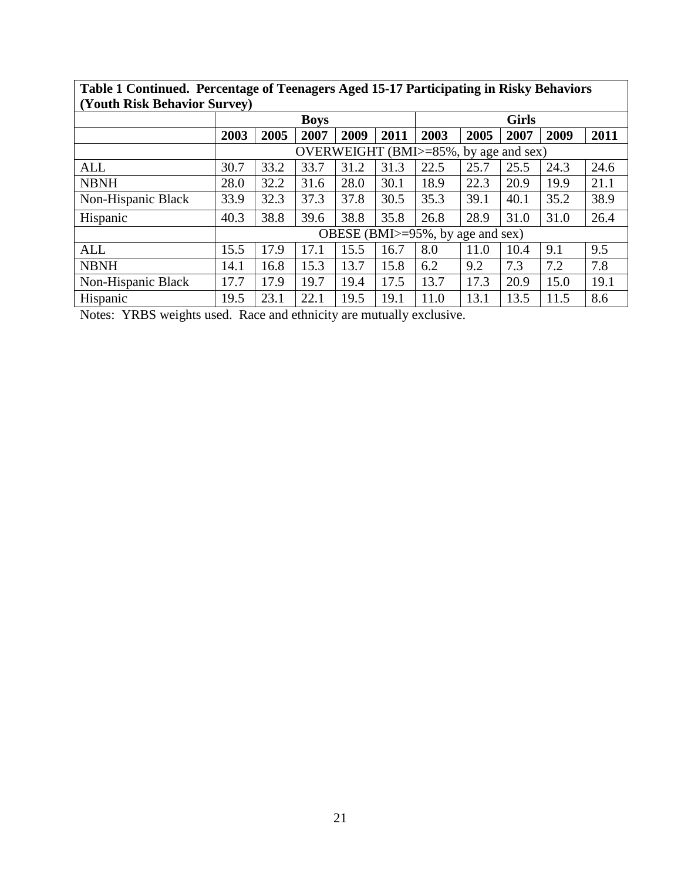**Table 1 Continued. Percentage of Teenagers Aged 15-17 Participating in Risky Behaviors (Youth Risk Behavior Survey)**

| | Boys | | | | | Girls | | | | |
|---|---|---|---|---|---|---|---|---|---|---|
| | **2003** | **2005** | **2007** | **2009** | **2011** | **2003** | **2005** | **2007** | **2009** | **2011** |
| | OVERWEIGHT (BMI>=85%, by age and sex) | | | | | | | | | |
| ALL | 30.7 | 33.2 | 33.7 | 31.2 | 31.3 | 22.5 | 25.7 | 25.5 | 24.3 | 24.6 |
| NBNH | 28.0 | 32.2 | 31.6 | 28.0 | 30.1 | 18.9 | 22.3 | 20.9 | 19.9 | 21.1 |
| Non-Hispanic Black | 33.9 | 32.3 | 37.3 | 37.8 | 30.5 | 35.3 | 39.1 | 40.1 | 35.2 | 38.9 |
| Hispanic | 40.3 | 38.8 | 39.6 | 38.8 | 35.8 | 26.8 | 28.9 | 31.0 | 31.0 | 26.4 |
| | OBESE (BMI>=95%, by age and sex) | | | | | | | | | |
| ALL | 15.5 | 17.9 | 17.1 | 15.5 | 16.7 | 8.0 | 11.0 | 10.4 | 9.1 | 9.5 |
| NBNH | 14.1 | 16.8 | 15.3 | 13.7 | 15.8 | 6.2 | 9.2 | 7.3 | 7.2 | 7.8 |
| Non-Hispanic Black | 17.7 | 17.9 | 19.7 | 19.4 | 17.5 | 13.7 | 17.3 | 20.9 | 15.0 | 19.1 |
| Hispanic | 19.5 | 23.1 | 22.1 | 19.5 | 19.1 | 11.0 | 13.1 | 13.5 | 11.5 | 8.6 |

Notes: YRBS weights used. Race and ethnicity are mutually exclusive.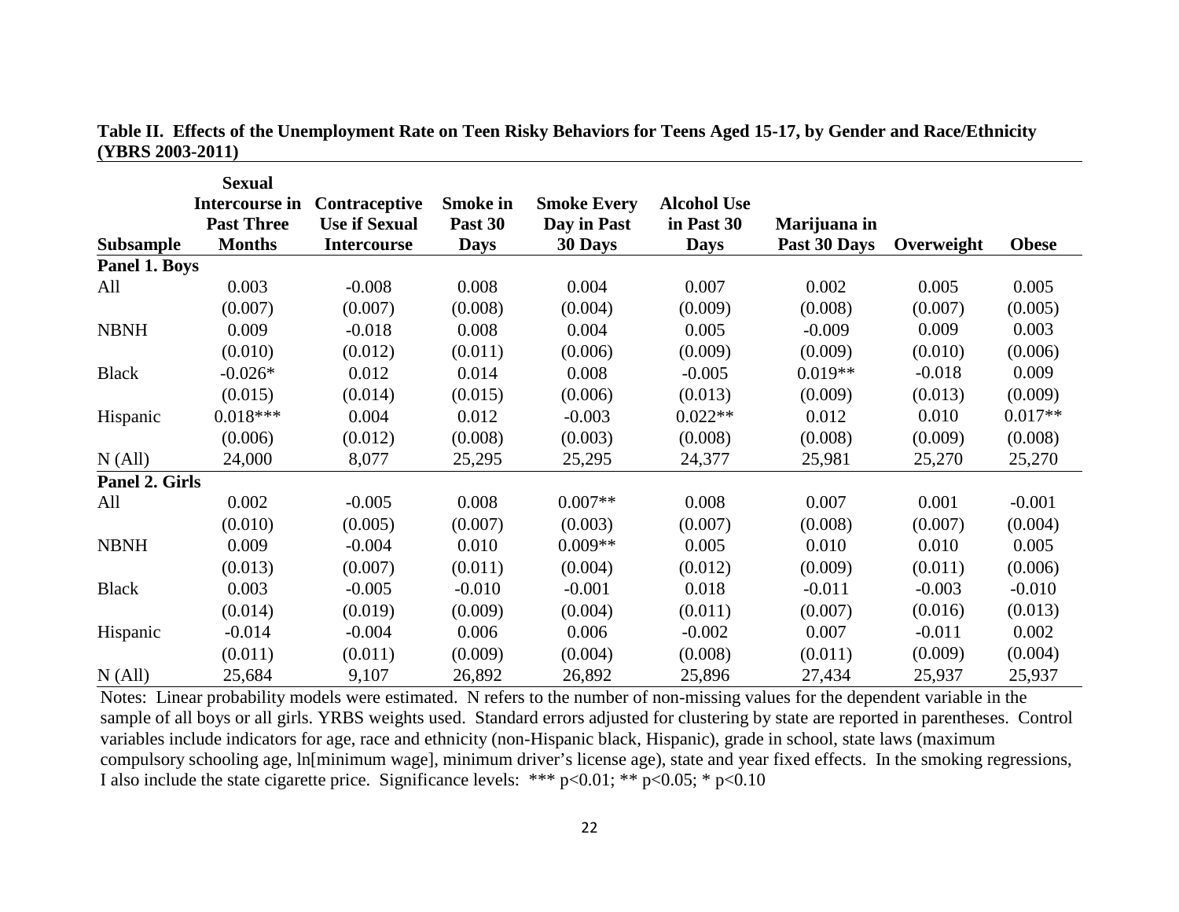**Table II. Effects of the Unemployment Rate on Teen Risky Behaviors for Teens Aged 15-17, by Gender and Race/Ethnicity (YBRS 2003-2011)**

| Subsample | Sexual Intercourse in Past Three Months | Contraceptive Use if Sexual Intercourse | Smoke in Past 30 Days | Smoke Every Day in Past 30 Days | Alcohol Use in Past 30 Days | Marijuana in Past 30 Days | Overweight | Obese |
|---|---|---|---|---|---|---|---|---|
| **Panel 1. Boys** | | | | | | | | |
| All | 0.003 | -0.008 | 0.008 | 0.004 | 0.007 | 0.002 | 0.005 | 0.005 |
| | (0.007) | (0.007) | (0.008) | (0.004) | (0.009) | (0.008) | (0.007) | (0.005) |
| NBNH | 0.009 | -0.018 | 0.008 | 0.004 | 0.005 | -0.009 | 0.009 | 0.003 |
| | (0.010) | (0.012) | (0.011) | (0.006) | (0.009) | (0.009) | (0.010) | (0.006) |
| Black | -0.026* | 0.012 | 0.014 | 0.008 | -0.005 | 0.019** | -0.018 | 0.009 |
| | (0.015) | (0.014) | (0.015) | (0.006) | (0.013) | (0.009) | (0.013) | (0.009) |
| Hispanic | 0.018*** | 0.004 | 0.012 | -0.003 | 0.022** | 0.012 | 0.010 | 0.017** |
| | (0.006) | (0.012) | (0.008) | (0.003) | (0.008) | (0.008) | (0.009) | (0.008) |
| N (All) | 24,000 | 8,077 | 25,295 | 25,295 | 24,377 | 25,981 | 25,270 | 25,270 |
| **Panel 2. Girls** | | | | | | | | |
| All | 0.002 | -0.005 | 0.008 | 0.007** | 0.008 | 0.007 | 0.001 | -0.001 |
| | (0.010) | (0.005) | (0.007) | (0.003) | (0.007) | (0.008) | (0.007) | (0.004) |
| NBNH | 0.009 | -0.004 | 0.010 | 0.009** | 0.005 | 0.010 | 0.010 | 0.005 |
| | (0.013) | (0.007) | (0.011) | (0.004) | (0.012) | (0.009) | (0.011) | (0.006) |
| Black | 0.003 | -0.005 | -0.010 | -0.001 | 0.018 | -0.011 | -0.003 | -0.010 |
| | (0.014) | (0.019) | (0.009) | (0.004) | (0.011) | (0.007) | (0.016) | (0.013) |
| Hispanic | -0.014 | -0.004 | 0.006 | 0.006 | -0.002 | 0.007 | -0.011 | 0.002 |
| | (0.011) | (0.011) | (0.009) | (0.004) | (0.008) | (0.011) | (0.009) | (0.004) |
| N (All) | 25,684 | 9,107 | 26,892 | 26,892 | 25,896 | 27,434 | 25,937 | 25,937 |

Notes: Linear probability models were estimated. N refers to the number of non-missing values for the dependent variable in the sample of all boys or all girls. YRBS weights used. Standard errors adjusted for clustering by state are reported in parentheses. Control variables include indicators for age, race and ethnicity (non-Hispanic black, Hispanic), grade in school, state laws (maximum compulsory schooling age, ln[minimum wage], minimum driver's license age), state and year fixed effects. In the smoking regressions, I also include the state cigarette price. Significance levels: *** $p<0.01$; ** $p<0.05$; * $p<0.10$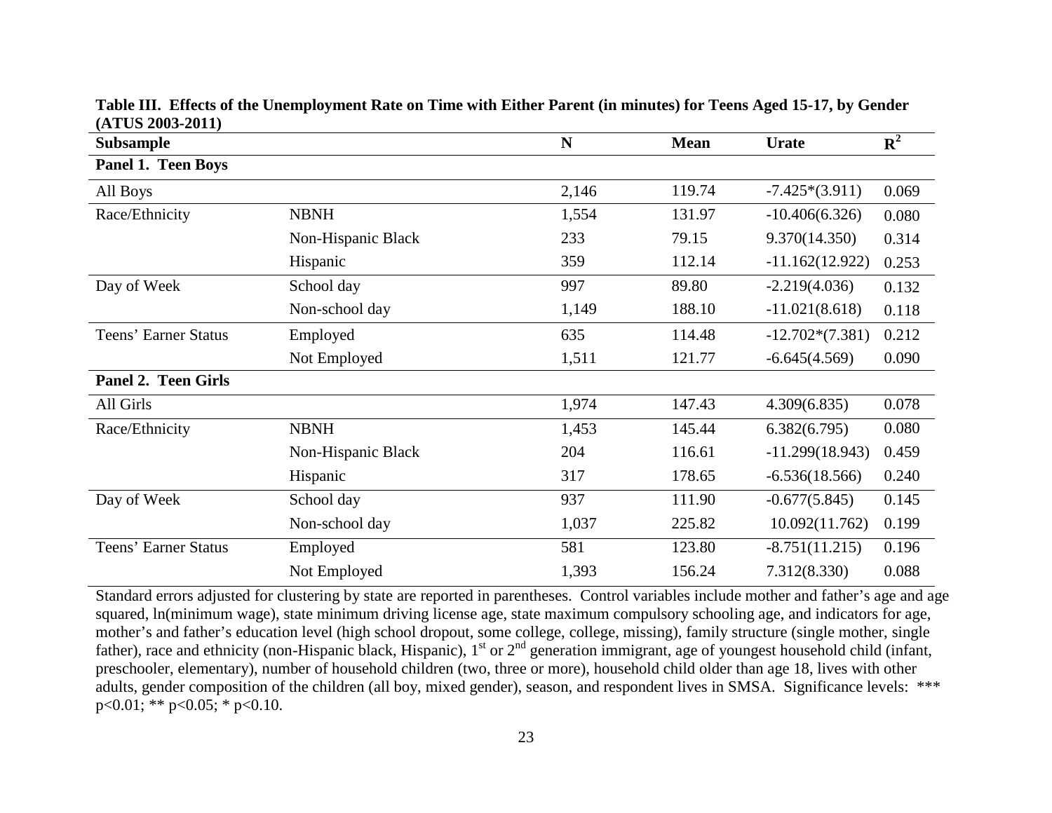**Table III. Effects of the Unemployment Rate on Time with Either Parent (in minutes) for Teens Aged 15-17, by Gender (ATUS 2003-2011)**

| Subsample | | N | Mean | Urate | $R^2$ |
|---|---|---|---|---|---|
| **Panel 1. Teen Boys** | | | | | |
| All Boys | | 2,146 | 119.74 | -7.425*(3.911) | 0.069 |
| Race/Ethnicity | NBNH | 1,554 | 131.97 | -10.406(6.326) | 0.080 |
| | Non-Hispanic Black | 233 | 79.15 | 9.370(14.350) | 0.314 |
| | Hispanic | 359 | 112.14 | -11.162(12.922) | 0.253 |
| Day of Week | School day | 997 | 89.80 | -2.219(4.036) | 0.132 |
| | Non-school day | 1,149 | 188.10 | -11.021(8.618) | 0.118 |
| Teens' Earner Status | Employed | 635 | 114.48 | -12.702*(7.381) | 0.212 |
| | Not Employed | 1,511 | 121.77 | -6.645(4.569) | 0.090 |
| **Panel 2. Teen Girls** | | | | | |
| All Girls | | 1,974 | 147.43 | 4.309(6.835) | 0.078 |
| Race/Ethnicity | NBNH | 1,453 | 145.44 | 6.382(6.795) | 0.080 |
| | Non-Hispanic Black | 204 | 116.61 | -11.299(18.943) | 0.459 |
| | Hispanic | 317 | 178.65 | -6.536(18.566) | 0.240 |
| Day of Week | School day | 937 | 111.90 | -0.677(5.845) | 0.145 |
| | Non-school day | 1,037 | 225.82 | 10.092(11.762) | 0.199 |
| Teens' Earner Status | Employed | 581 | 123.80 | -8.751(11.215) | 0.196 |
| | Not Employed | 1,393 | 156.24 | 7.312(8.330) | 0.088 |

Standard errors adjusted for clustering by state are reported in parentheses. Control variables include mother and father's age and age squared, ln(minimum wage), state minimum driving license age, state maximum compulsory schooling age, and indicators for age, mother's and father's education level (high school dropout, some college, college, missing), family structure (single mother, single father), race and ethnicity (non-Hispanic black, Hispanic), 1st or 2nd generation immigrant, age of youngest household child (infant, preschooler, elementary), number of household children (two, three or more), household child older than age 18, lives with other adults, gender composition of the children (all boy, mixed gender), season, and respondent lives in SMSA. Significance levels: *** $p<0.01$; ** $p<0.05$; * $p<0.10$.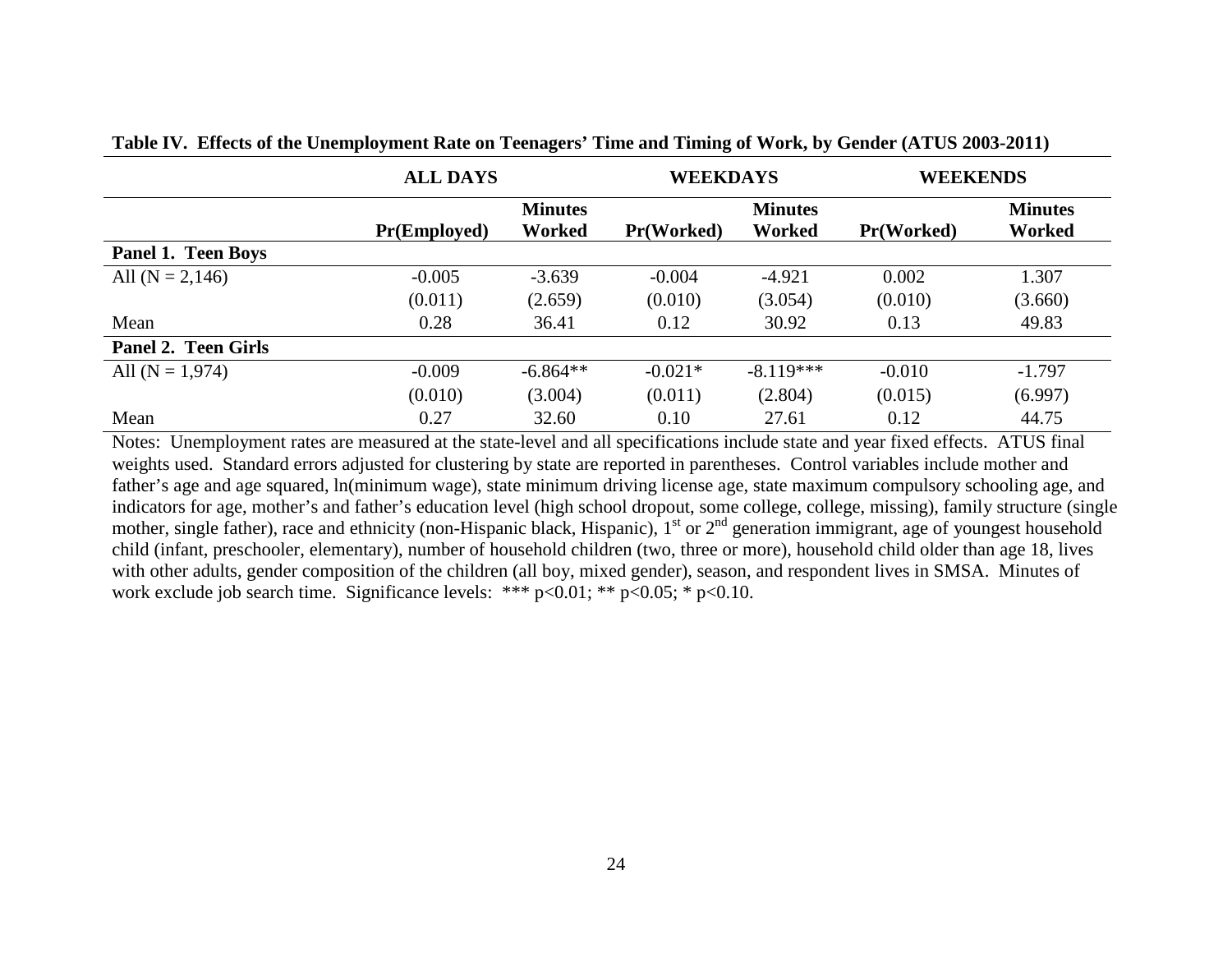**Table IV. Effects of the Unemployment Rate on Teenagers' Time and Timing of Work, by Gender (ATUS 2003-2011)**

| | ALL DAYS | | WEEKDAYS | | WEEKENDS | |
|---|---|---|---|---|---|---|
| | Pr(Employed) | Minutes Worked | Pr(Worked) | Minutes Worked | Pr(Worked) | Minutes Worked |
| **Panel 1. Teen Boys** | | | | | | |
| All (N = 2,146) | -0.005 | -3.639 | -0.004 | -4.921 | 0.002 | 1.307 |
| | (0.011) | (2.659) | (0.010) | (3.054) | (0.010) | (3.660) |
| Mean | 0.28 | 36.41 | 0.12 | 30.92 | 0.13 | 49.83 |
| **Panel 2. Teen Girls** | | | | | | |
| All (N = 1,974) | -0.009 | -6.864** | -0.021* | -8.119*** | -0.010 | -1.797 |
| | (0.010) | (3.004) | (0.011) | (2.804) | (0.015) | (6.997) |
| Mean | 0.27 | 32.60 | 0.10 | 27.61 | 0.12 | 44.75 |

Notes: Unemployment rates are measured at the state-level and all specifications include state and year fixed effects. ATUS final weights used. Standard errors adjusted for clustering by state are reported in parentheses. Control variables include mother and father's age and age squared, ln(minimum wage), state minimum driving license age, state maximum compulsory schooling age, and indicators for age, mother's and father's education level (high school dropout, some college, college, missing), family structure (single mother, single father), race and ethnicity (non-Hispanic black, Hispanic), 1st or 2nd generation immigrant, age of youngest household child (infant, preschooler, elementary), number of household children (two, three or more), household child older than age 18, lives with other adults, gender composition of the children (all boy, mixed gender), season, and respondent lives in SMSA. Minutes of work exclude job search time. Significance levels: *** p<0.01; ** p<0.05; * p<0.10.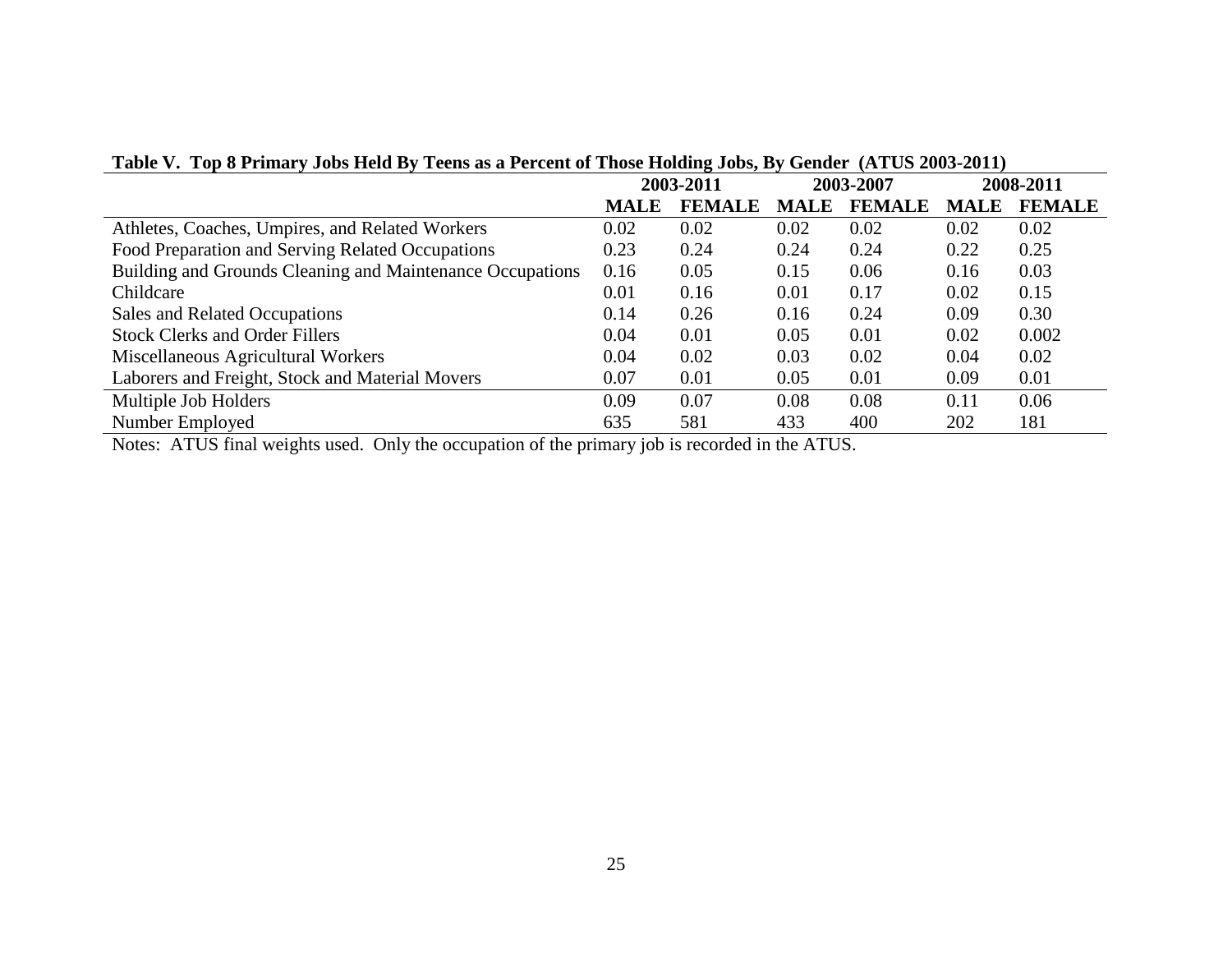**Table V. Top 8 Primary Jobs Held By Teens as a Percent of Those Holding Jobs, By Gender (ATUS 2003-2011)**

| | 2003-2011 | | 2003-2007 | | 2008-2011 | |
|---|---|---|---|---|---|---|
| | **MALE** | **FEMALE** | **MALE** | **FEMALE** | **MALE** | **FEMALE** |
| Athletes, Coaches, Umpires, and Related Workers | 0.02 | 0.02 | 0.02 | 0.02 | 0.02 | 0.02 |
| Food Preparation and Serving Related Occupations | 0.23 | 0.24 | 0.24 | 0.24 | 0.22 | 0.25 |
| Building and Grounds Cleaning and Maintenance Occupations | 0.16 | 0.05 | 0.15 | 0.06 | 0.16 | 0.03 |
| Childcare | 0.01 | 0.16 | 0.01 | 0.17 | 0.02 | 0.15 |
| Sales and Related Occupations | 0.14 | 0.26 | 0.16 | 0.24 | 0.09 | 0.30 |
| Stock Clerks and Order Fillers | 0.04 | 0.01 | 0.05 | 0.01 | 0.02 | 0.002 |
| Miscellaneous Agricultural Workers | 0.04 | 0.02 | 0.03 | 0.02 | 0.04 | 0.02 |
| Laborers and Freight, Stock and Material Movers | 0.07 | 0.01 | 0.05 | 0.01 | 0.09 | 0.01 |
| Multiple Job Holders | 0.09 | 0.07 | 0.08 | 0.08 | 0.11 | 0.06 |
| Number Employed | 635 | 581 | 433 | 400 | 202 | 181 |

Notes: ATUS final weights used. Only the occupation of the primary job is recorded in the ATUS.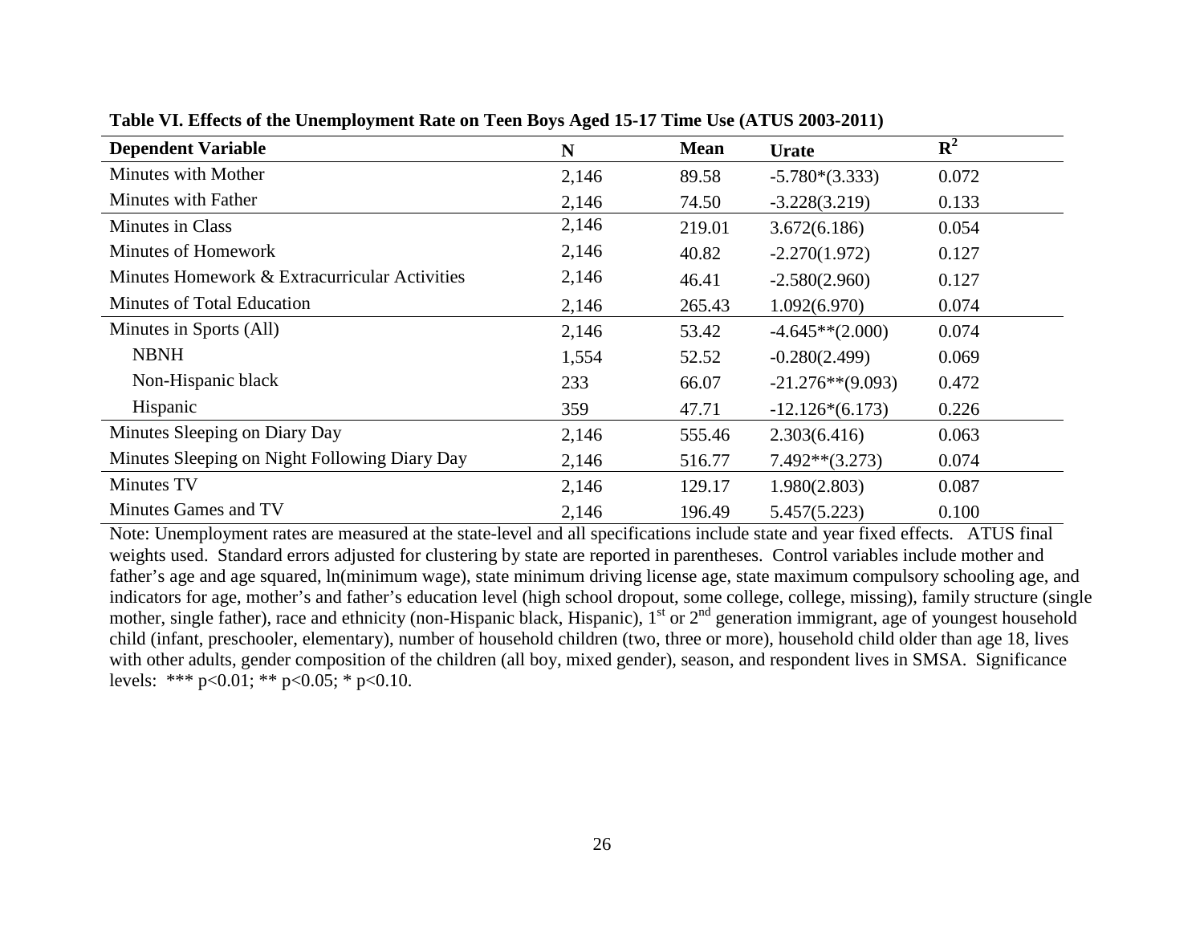**Table VI. Effects of the Unemployment Rate on Teen Boys Aged 15-17 Time Use (ATUS 2003-2011)**

| Dependent Variable | N | Mean | Urate | $R^2$ |
|---|---|---|---|---|
| Minutes with Mother | 2,146 | 89.58 | -5.780*(3.333) | 0.072 |
| Minutes with Father | 2,146 | 74.50 | -3.228(3.219) | 0.133 |
| Minutes in Class | 2,146 | 219.01 | 3.672(6.186) | 0.054 |
| Minutes of Homework | 2,146 | 40.82 | -2.270(1.972) | 0.127 |
| Minutes Homework & Extracurricular Activities | 2,146 | 46.41 | -2.580(2.960) | 0.127 |
| Minutes of Total Education | 2,146 | 265.43 | 1.092(6.970) | 0.074 |
| Minutes in Sports (All) | 2,146 | 53.42 | -4.645**(2.000) | 0.074 |
| NBNH | 1,554 | 52.52 | -0.280(2.499) | 0.069 |
| Non-Hispanic black | 233 | 66.07 | -21.276**(9.093) | 0.472 |
| Hispanic | 359 | 47.71 | -12.126*(6.173) | 0.226 |
| Minutes Sleeping on Diary Day | 2,146 | 555.46 | 2.303(6.416) | 0.063 |
| Minutes Sleeping on Night Following Diary Day | 2,146 | 516.77 | 7.492**(3.273) | 0.074 |
| Minutes TV | 2,146 | 129.17 | 1.980(2.803) | 0.087 |
| Minutes Games and TV | 2,146 | 196.49 | 5.457(5.223) | 0.100 |

Note: Unemployment rates are measured at the state-level and all specifications include state and year fixed effects. ATUS final weights used. Standard errors adjusted for clustering by state are reported in parentheses. Control variables include mother and father's age and age squared, ln(minimum wage), state minimum driving license age, state maximum compulsory schooling age, and indicators for age, mother's and father's education level (high school dropout, some college, college, missing), family structure (single mother, single father), race and ethnicity (non-Hispanic black, Hispanic), 1st or 2nd generation immigrant, age of youngest household child (infant, preschooler, elementary), number of household children (two, three or more), household child older than age 18, lives with other adults, gender composition of the children (all boy, mixed gender), season, and respondent lives in SMSA. Significance levels: *** $p<0.01$; ** $p<0.05$; * $p<0.10$.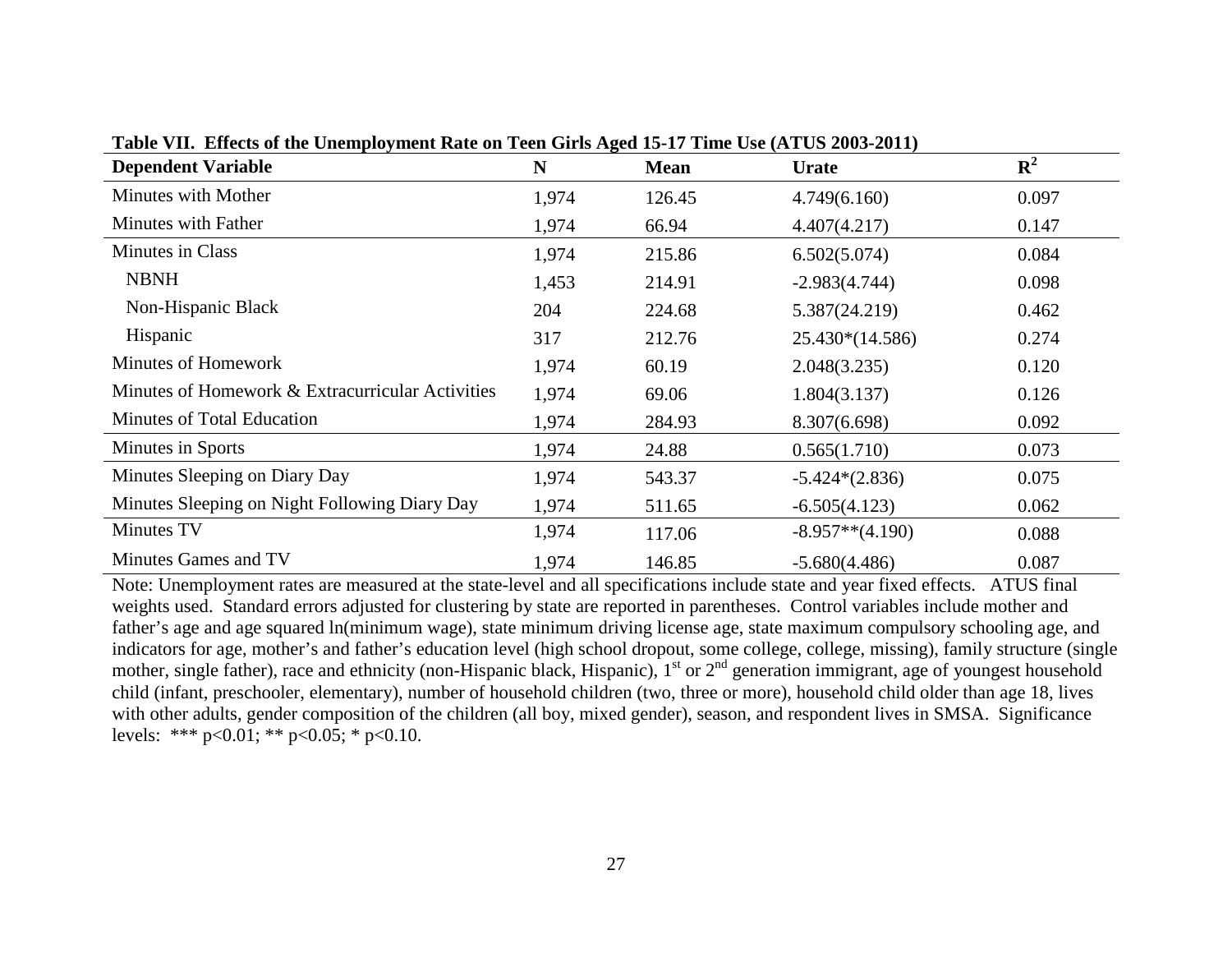**Table VII. Effects of the Unemployment Rate on Teen Girls Aged 15-17 Time Use (ATUS 2003-2011)**

| Dependent Variable | N | Mean | Urate | $R^2$ |
|---|---|---|---|---|
| Minutes with Mother | 1,974 | 126.45 | 4.749(6.160) | 0.097 |
| Minutes with Father | 1,974 | 66.94 | 4.407(4.217) | 0.147 |
| Minutes in Class | 1,974 | 215.86 | 6.502(5.074) | 0.084 |
| NBNH | 1,453 | 214.91 | -2.983(4.744) | 0.098 |
| Non-Hispanic Black | 204 | 224.68 | 5.387(24.219) | 0.462 |
| Hispanic | 317 | 212.76 | 25.430*(14.586) | 0.274 |
| Minutes of Homework | 1,974 | 60.19 | 2.048(3.235) | 0.120 |
| Minutes of Homework & Extracurricular Activities | 1,974 | 69.06 | 1.804(3.137) | 0.126 |
| Minutes of Total Education | 1,974 | 284.93 | 8.307(6.698) | 0.092 |
| Minutes in Sports | 1,974 | 24.88 | 0.565(1.710) | 0.073 |
| Minutes Sleeping on Diary Day | 1,974 | 543.37 | -5.424*(2.836) | 0.075 |
| Minutes Sleeping on Night Following Diary Day | 1,974 | 511.65 | -6.505(4.123) | 0.062 |
| Minutes TV | 1,974 | 117.06 | -8.957**(4.190) | 0.088 |
| Minutes Games and TV | 1,974 | 146.85 | -5.680(4.486) | 0.087 |

Note: Unemployment rates are measured at the state-level and all specifications include state and year fixed effects. ATUS final weights used. Standard errors adjusted for clustering by state are reported in parentheses. Control variables include mother and father's age and age squared ln(minimum wage), state minimum driving license age, state maximum compulsory schooling age, and indicators for age, mother's and father's education level (high school dropout, some college, college, missing), family structure (single mother, single father), race and ethnicity (non-Hispanic black, Hispanic), 1st or 2nd generation immigrant, age of youngest household child (infant, preschooler, elementary), number of household children (two, three or more), household child older than age 18, lives with other adults, gender composition of the children (all boy, mixed gender), season, and respondent lives in SMSA. Significance levels: *** p<0.01; ** p<0.05; * p<0.10.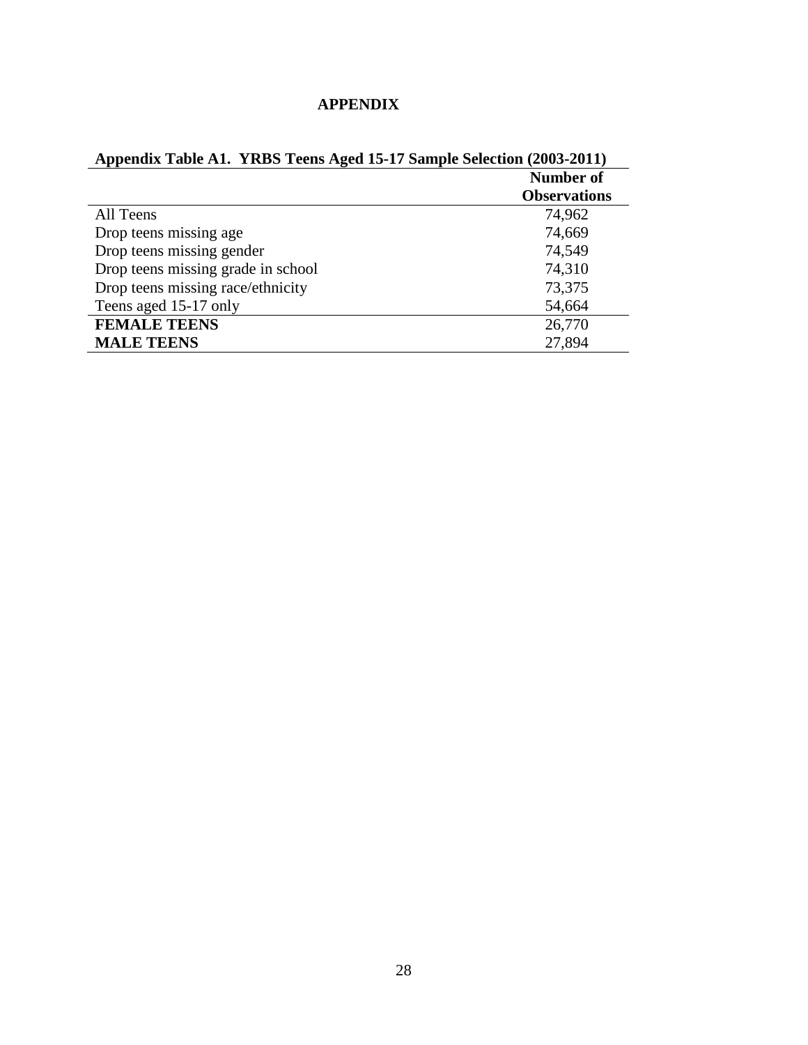# APPENDIX

**Appendix Table A1. YRBS Teens Aged 15-17 Sample Selection (2003-2011)**

| | Number of Observations |
|---|---|
| All Teens | 74,962 |
| Drop teens missing age | 74,669 |
| Drop teens missing gender | 74,549 |
| Drop teens missing grade in school | 74,310 |
| Drop teens missing race/ethnicity | 73,375 |
| Teens aged 15-17 only | 54,664 |
| **FEMALE TEENS** | 26,770 |
| **MALE TEENS** | 27,894 |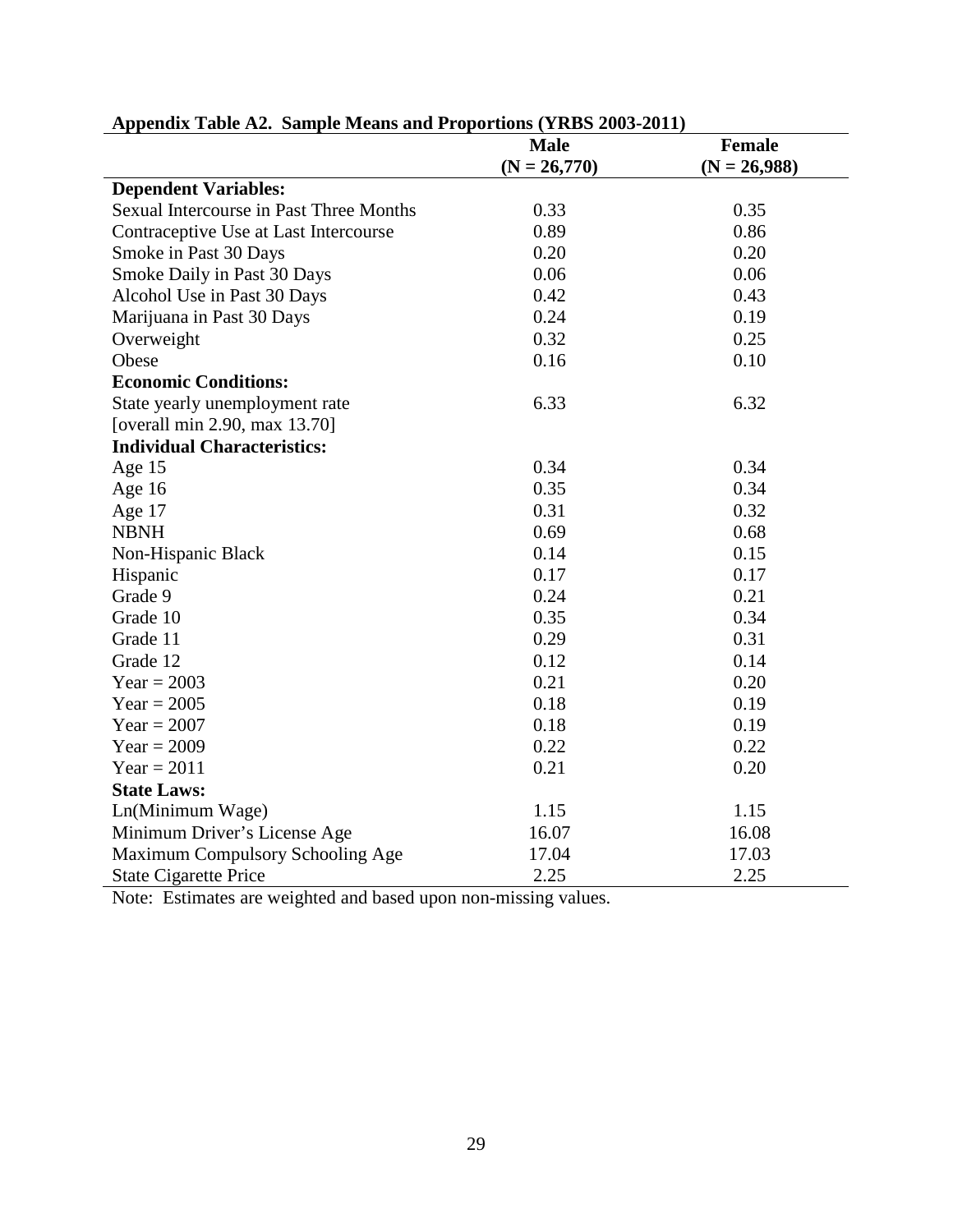**Appendix Table A2. Sample Means and Proportions (YRBS 2003-2011)**

| | Male (N = 26,770) | Female (N = 26,988) |
|---|---|---|
| **Dependent Variables:** | | |
| Sexual Intercourse in Past Three Months | 0.33 | 0.35 |
| Contraceptive Use at Last Intercourse | 0.89 | 0.86 |
| Smoke in Past 30 Days | 0.20 | 0.20 |
| Smoke Daily in Past 30 Days | 0.06 | 0.06 |
| Alcohol Use in Past 30 Days | 0.42 | 0.43 |
| Marijuana in Past 30 Days | 0.24 | 0.19 |
| Overweight | 0.32 | 0.25 |
| Obese | 0.16 | 0.10 |
| **Economic Conditions:** | | |
| State yearly unemployment rate | 6.33 | 6.32 |
| [overall min 2.90, max 13.70] | | |
| **Individual Characteristics:** | | |
| Age 15 | 0.34 | 0.34 |
| Age 16 | 0.35 | 0.34 |
| Age 17 | 0.31 | 0.32 |
| NBNH | 0.69 | 0.68 |
| Non-Hispanic Black | 0.14 | 0.15 |
| Hispanic | 0.17 | 0.17 |
| Grade 9 | 0.24 | 0.21 |
| Grade 10 | 0.35 | 0.34 |
| Grade 11 | 0.29 | 0.31 |
| Grade 12 | 0.12 | 0.14 |
| Year = 2003 | 0.21 | 0.20 |
| Year = 2005 | 0.18 | 0.19 |
| Year = 2007 | 0.18 | 0.19 |
| Year = 2009 | 0.22 | 0.22 |
| Year = 2011 | 0.21 | 0.20 |
| **State Laws:** | | |
| Ln(Minimum Wage) | 1.15 | 1.15 |
| Minimum Driver's License Age | 16.07 | 16.08 |
| Maximum Compulsory Schooling Age | 17.04 | 17.03 |
| State Cigarette Price | 2.25 | 2.25 |

Note: Estimates are weighted and based upon non-missing values.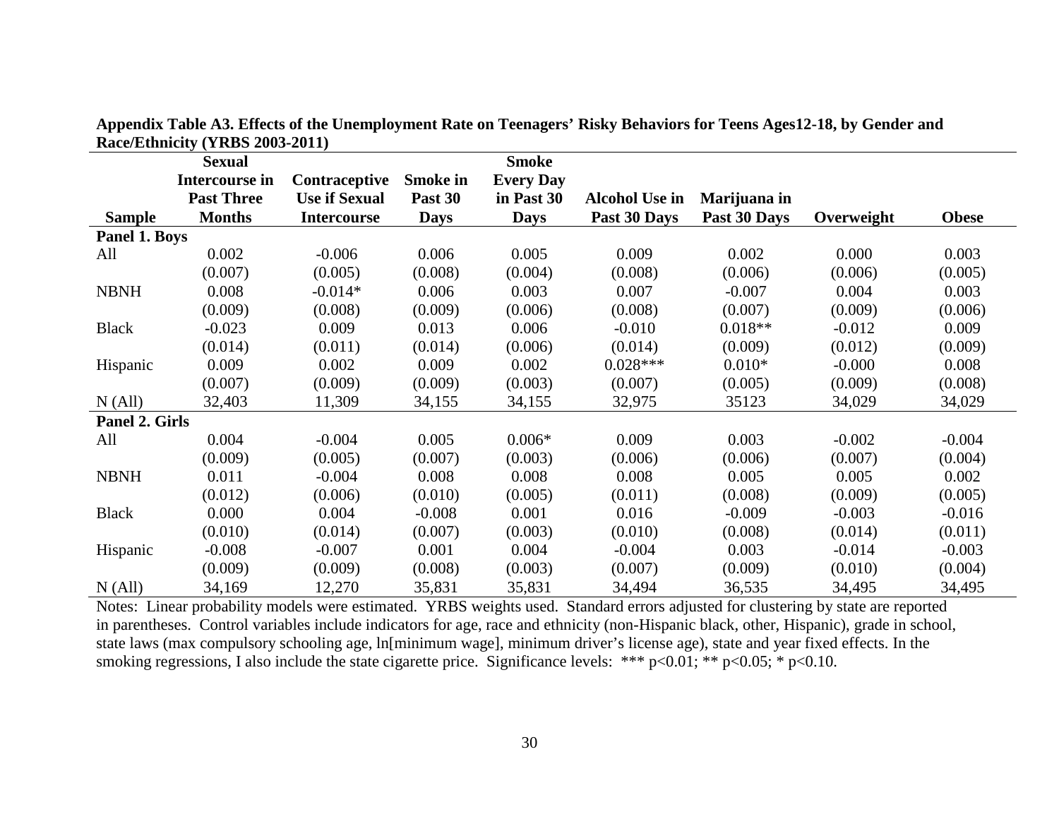**Appendix Table A3. Effects of the Unemployment Rate on Teenagers' Risky Behaviors for Teens Ages12-18, by Gender and Race/Ethnicity (YRBS 2003-2011)**

| Sample | Sexual Intercourse in Past Three Months | Contraceptive Use if Sexual Intercourse | Smoke in Past 30 Days | Smoke Every Day in Past 30 Days | Alcohol Use in Past 30 Days | Marijuana in Past 30 Days | Overweight | Obese |
|---|---|---|---|---|---|---|---|---|
| **Panel 1. Boys** | | | | | | | | |
| All | 0.002 | -0.006 | 0.006 | 0.005 | 0.009 | 0.002 | 0.000 | 0.003 |
| | (0.007) | (0.005) | (0.008) | (0.004) | (0.008) | (0.006) | (0.006) | (0.005) |
| NBNH | 0.008 | -0.014* | 0.006 | 0.003 | 0.007 | -0.007 | 0.004 | 0.003 |
| | (0.009) | (0.008) | (0.009) | (0.006) | (0.008) | (0.007) | (0.009) | (0.006) |
| Black | -0.023 | 0.009 | 0.013 | 0.006 | -0.010 | 0.018** | -0.012 | 0.009 |
| | (0.014) | (0.011) | (0.014) | (0.006) | (0.014) | (0.009) | (0.012) | (0.009) |
| Hispanic | 0.009 | 0.002 | 0.009 | 0.002 | 0.028*** | 0.010* | -0.000 | 0.008 |
| | (0.007) | (0.009) | (0.009) | (0.003) | (0.007) | (0.005) | (0.009) | (0.008) |
| N (All) | 32,403 | 11,309 | 34,155 | 34,155 | 32,975 | 35123 | 34,029 | 34,029 |
| **Panel 2. Girls** | | | | | | | | |
| All | 0.004 | -0.004 | 0.005 | 0.006* | 0.009 | 0.003 | -0.002 | -0.004 |
| | (0.009) | (0.005) | (0.007) | (0.003) | (0.006) | (0.006) | (0.007) | (0.004) |
| NBNH | 0.011 | -0.004 | 0.008 | 0.008 | 0.008 | 0.005 | 0.005 | 0.002 |
| | (0.012) | (0.006) | (0.010) | (0.005) | (0.011) | (0.008) | (0.009) | (0.005) |
| Black | 0.000 | 0.004 | -0.008 | 0.001 | 0.016 | -0.009 | -0.003 | -0.016 |
| | (0.010) | (0.014) | (0.007) | (0.003) | (0.010) | (0.008) | (0.014) | (0.011) |
| Hispanic | -0.008 | -0.007 | 0.001 | 0.004 | -0.004 | 0.003 | -0.014 | -0.003 |
| | (0.009) | (0.009) | (0.008) | (0.003) | (0.007) | (0.009) | (0.010) | (0.004) |
| N (All) | 34,169 | 12,270 | 35,831 | 35,831 | 34,494 | 36,535 | 34,495 | 34,495 |

Notes: Linear probability models were estimated. YRBS weights used. Standard errors adjusted for clustering by state are reported in parentheses. Control variables include indicators for age, race and ethnicity (non-Hispanic black, other, Hispanic), grade in school, state laws (max compulsory schooling age, ln[minimum wage], minimum driver's license age), state and year fixed effects. In the smoking regressions, I also include the state cigarette price. Significance levels: *** p<0.01; ** p<0.05; * p<0.10.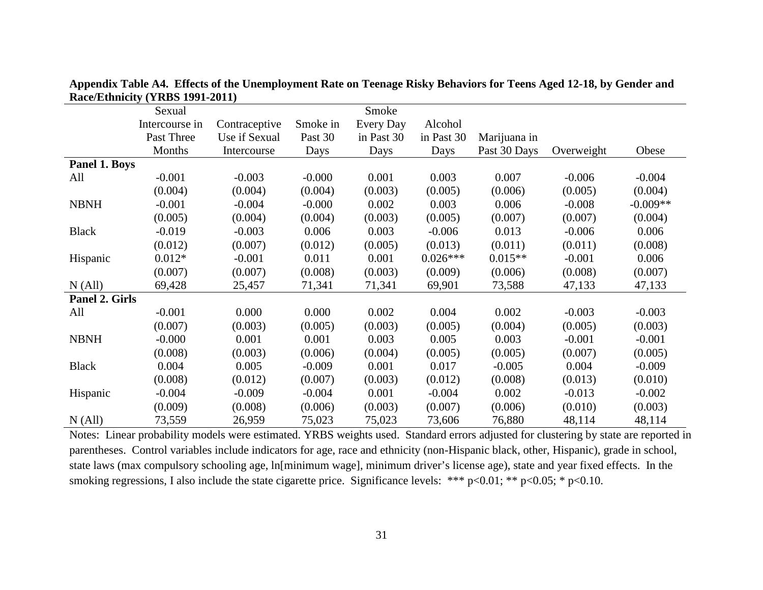**Appendix Table A4. Effects of the Unemployment Rate on Teenage Risky Behaviors for Teens Aged 12-18, by Gender and Race/Ethnicity (YRBS 1991-2011)**

| | Sexual Intercourse in Past Three Months | Contraceptive Use if Sexual Intercourse | Smoke in Past 30 Days | Smoke Every Day in Past 30 Days | Alcohol in Past 30 Days | Marijuana in Past 30 Days | Overweight | Obese |
|---|---|---|---|---|---|---|---|---|
| **Panel 1. Boys** | | | | | | | | |
| All | -0.001 | -0.003 | -0.000 | 0.001 | 0.003 | 0.007 | -0.006 | -0.004 |
| | (0.004) | (0.004) | (0.004) | (0.003) | (0.005) | (0.006) | (0.005) | (0.004) |
| NBNH | -0.001 | -0.004 | -0.000 | 0.002 | 0.003 | 0.006 | -0.008 | -0.009** |
| | (0.005) | (0.004) | (0.004) | (0.003) | (0.005) | (0.007) | (0.007) | (0.004) |
| Black | -0.019 | -0.003 | 0.006 | 0.003 | -0.006 | 0.013 | -0.006 | 0.006 |
| | (0.012) | (0.007) | (0.012) | (0.005) | (0.013) | (0.011) | (0.011) | (0.008) |
| Hispanic | 0.012* | -0.001 | 0.011 | 0.001 | 0.026*** | 0.015** | -0.001 | 0.006 |
| | (0.007) | (0.007) | (0.008) | (0.003) | (0.009) | (0.006) | (0.008) | (0.007) |
| N (All) | 69,428 | 25,457 | 71,341 | 71,341 | 69,901 | 73,588 | 47,133 | 47,133 |
| **Panel 2. Girls** | | | | | | | | |
| All | -0.001 | 0.000 | 0.000 | 0.002 | 0.004 | 0.002 | -0.003 | -0.003 |
| | (0.007) | (0.003) | (0.005) | (0.003) | (0.005) | (0.004) | (0.005) | (0.003) |
| NBNH | -0.000 | 0.001 | 0.001 | 0.003 | 0.005 | 0.003 | -0.001 | -0.001 |
| | (0.008) | (0.003) | (0.006) | (0.004) | (0.005) | (0.005) | (0.007) | (0.005) |
| Black | 0.004 | 0.005 | -0.009 | 0.001 | 0.017 | -0.005 | 0.004 | -0.009 |
| | (0.008) | (0.012) | (0.007) | (0.003) | (0.012) | (0.008) | (0.013) | (0.010) |
| Hispanic | -0.004 | -0.009 | -0.004 | 0.001 | -0.004 | 0.002 | -0.013 | -0.002 |
| | (0.009) | (0.008) | (0.006) | (0.003) | (0.007) | (0.006) | (0.010) | (0.003) |
| N (All) | 73,559 | 26,959 | 75,023 | 75,023 | 73,606 | 76,880 | 48,114 | 48,114 |

Notes: Linear probability models were estimated. YRBS weights used. Standard errors adjusted for clustering by state are reported in parentheses. Control variables include indicators for age, race and ethnicity (non-Hispanic black, other, Hispanic), grade in school, state laws (max compulsory schooling age, ln[minimum wage], minimum driver's license age), state and year fixed effects. In the smoking regressions, I also include the state cigarette price. Significance levels: *** $p<0.01$; ** $p<0.05$; * $p<0.10$.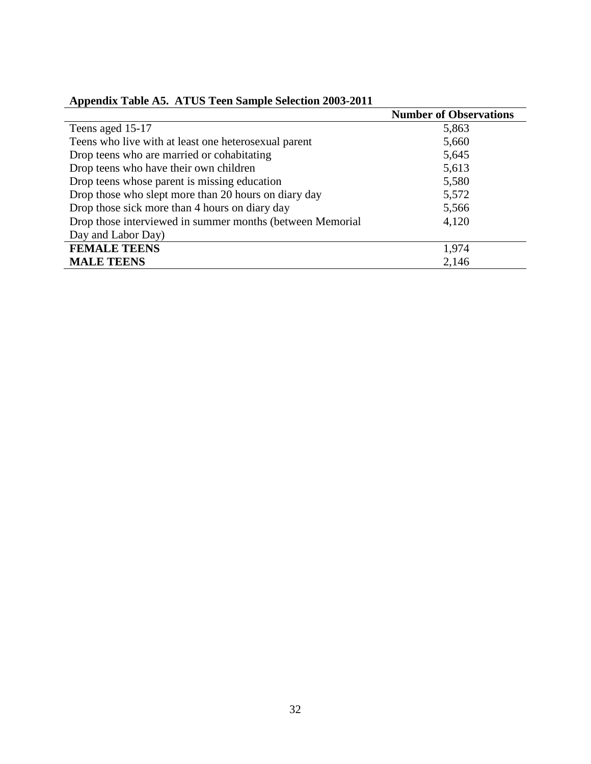**Appendix Table A5. ATUS Teen Sample Selection 2003-2011**

| | Number of Observations |
|---|---|
| Teens aged 15-17 | 5,863 |
| Teens who live with at least one heterosexual parent | 5,660 |
| Drop teens who are married or cohabitating | 5,645 |
| Drop teens who have their own children | 5,613 |
| Drop teens whose parent is missing education | 5,580 |
| Drop those who slept more than 20 hours on diary day | 5,572 |
| Drop those sick more than 4 hours on diary day | 5,566 |
| Drop those interviewed in summer months (between Memorial Day and Labor Day) | 4,120 |
| **FEMALE TEENS** | 1,974 |
| **MALE TEENS** | 2,146 |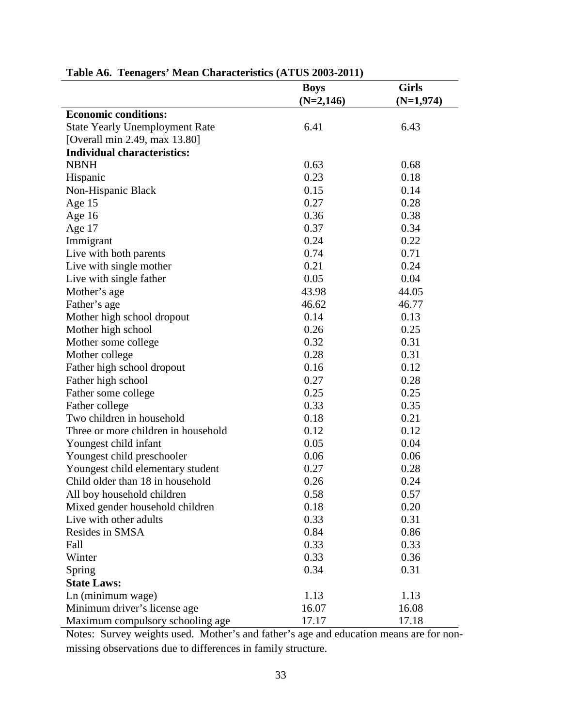**Table A6. Teenagers' Mean Characteristics (ATUS 2003-2011)**

| | Boys (N=2,146) | Girls (N=1,974) |
|---|---|---|
| **Economic conditions:** | | |
| State Yearly Unemployment Rate | 6.41 | 6.43 |
| [Overall min 2.49, max 13.80] | | |
| **Individual characteristics:** | | |
| NBNH | 0.63 | 0.68 |
| Hispanic | 0.23 | 0.18 |
| Non-Hispanic Black | 0.15 | 0.14 |
| Age 15 | 0.27 | 0.28 |
| Age 16 | 0.36 | 0.38 |
| Age 17 | 0.37 | 0.34 |
| Immigrant | 0.24 | 0.22 |
| Live with both parents | 0.74 | 0.71 |
| Live with single mother | 0.21 | 0.24 |
| Live with single father | 0.05 | 0.04 |
| Mother's age | 43.98 | 44.05 |
| Father's age | 46.62 | 46.77 |
| Mother high school dropout | 0.14 | 0.13 |
| Mother high school | 0.26 | 0.25 |
| Mother some college | 0.32 | 0.31 |
| Mother college | 0.28 | 0.31 |
| Father high school dropout | 0.16 | 0.12 |
| Father high school | 0.27 | 0.28 |
| Father some college | 0.25 | 0.25 |
| Father college | 0.33 | 0.35 |
| Two children in household | 0.18 | 0.21 |
| Three or more children in household | 0.12 | 0.12 |
| Youngest child infant | 0.05 | 0.04 |
| Youngest child preschooler | 0.06 | 0.06 |
| Youngest child elementary student | 0.27 | 0.28 |
| Child older than 18 in household | 0.26 | 0.24 |
| All boy household children | 0.58 | 0.57 |
| Mixed gender household children | 0.18 | 0.20 |
| Live with other adults | 0.33 | 0.31 |
| Resides in SMSA | 0.84 | 0.86 |
| Fall | 0.33 | 0.33 |
| Winter | 0.33 | 0.36 |
| Spring | 0.34 | 0.31 |
| **State Laws:** | | |
| Ln (minimum wage) | 1.13 | 1.13 |
| Minimum driver's license age | 16.07 | 16.08 |
| Maximum compulsory schooling age | 17.17 | 17.18 |

Notes: Survey weights used. Mother's and father's age and education means are for non-missing observations due to differences in family structure.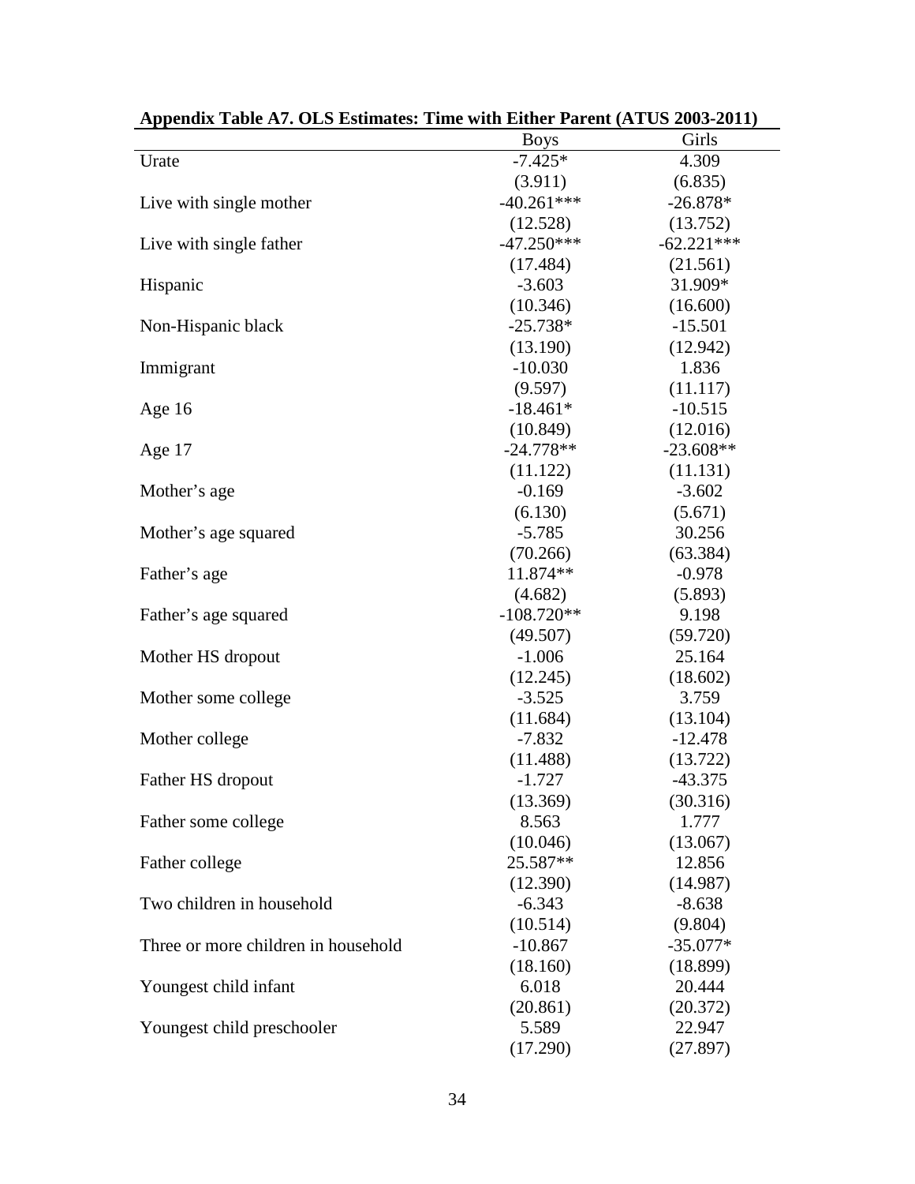**Appendix Table A7. OLS Estimates: Time with Either Parent (ATUS 2003-2011)**

| | Boys | Girls |
|---|---|---|
| Urate | -7.425* | 4.309 |
| | (3.911) | (6.835) |
| Live with single mother | -40.261*** | -26.878* |
| | (12.528) | (13.752) |
| Live with single father | -47.250*** | -62.221*** |
| | (17.484) | (21.561) |
| Hispanic | -3.603 | 31.909* |
| | (10.346) | (16.600) |
| Non-Hispanic black | -25.738* | -15.501 |
| | (13.190) | (12.942) |
| Immigrant | -10.030 | 1.836 |
| | (9.597) | (11.117) |
| Age 16 | -18.461* | -10.515 |
| | (10.849) | (12.016) |
| Age 17 | -24.778** | -23.608** |
| | (11.122) | (11.131) |
| Mother's age | -0.169 | -3.602 |
| | (6.130) | (5.671) |
| Mother's age squared | -5.785 | 30.256 |
| | (70.266) | (63.384) |
| Father's age | 11.874** | -0.978 |
| | (4.682) | (5.893) |
| Father's age squared | -108.720** | 9.198 |
| | (49.507) | (59.720) |
| Mother HS dropout | -1.006 | 25.164 |
| | (12.245) | (18.602) |
| Mother some college | -3.525 | 3.759 |
| | (11.684) | (13.104) |
| Mother college | -7.832 | -12.478 |
| | (11.488) | (13.722) |
| Father HS dropout | -1.727 | -43.375 |
| | (13.369) | (30.316) |
| Father some college | 8.563 | 1.777 |
| | (10.046) | (13.067) |
| Father college | 25.587** | 12.856 |
| | (12.390) | (14.987) |
| Two children in household | -6.343 | -8.638 |
| | (10.514) | (9.804) |
| Three or more children in household | -10.867 | -35.077* |
| | (18.160) | (18.899) |
| Youngest child infant | 6.018 | 20.444 |
| | (20.861) | (20.372) |
| Youngest child preschooler | 5.589 | 22.947 |
| | (17.290) | (27.897) |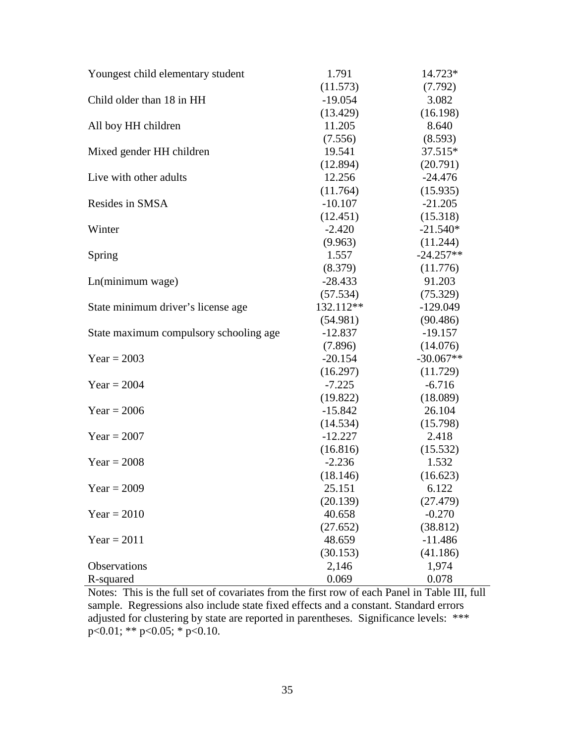| | | |
|---|---|---|
| Youngest child elementary student | 1.791 | 14.723* |
| | (11.573) | (7.792) |
| Child older than 18 in HH | -19.054 | 3.082 |
| | (13.429) | (16.198) |
| All boy HH children | 11.205 | 8.640 |
| | (7.556) | (8.593) |
| Mixed gender HH children | 19.541 | 37.515* |
| | (12.894) | (20.791) |
| Live with other adults | 12.256 | -24.476 |
| | (11.764) | (15.935) |
| Resides in SMSA | -10.107 | -21.205 |
| | (12.451) | (15.318) |
| Winter | -2.420 | -21.540* |
| | (9.963) | (11.244) |
| Spring | 1.557 | -24.257** |
| | (8.379) | (11.776) |
| Ln(minimum wage) | -28.433 | 91.203 |
| | (57.534) | (75.329) |
| State minimum driver's license age | 132.112** | -129.049 |
| | (54.981) | (90.486) |
| State maximum compulsory schooling age | -12.837 | -19.157 |
| | (7.896) | (14.076) |
| Year = 2003 | -20.154 | -30.067** |
| | (16.297) | (11.729) |
| Year = 2004 | -7.225 | -6.716 |
| | (19.822) | (18.089) |
| Year = 2006 | -15.842 | 26.104 |
| | (14.534) | (15.798) |
| Year = 2007 | -12.227 | 2.418 |
| | (16.816) | (15.532) |
| Year = 2008 | -2.236 | 1.532 |
| | (18.146) | (16.623) |
| Year = 2009 | 25.151 | 6.122 |
| | (20.139) | (27.479) |
| Year = 2010 | 40.658 | -0.270 |
| | (27.652) | (38.812) |
| Year = 2011 | 48.659 | -11.486 |
| | (30.153) | (41.186) |
| Observations | 2,146 | 1,974 |
| R-squared | 0.069 | 0.078 |

Notes: This is the full set of covariates from the first row of each Panel in Table III, full sample. Regressions also include state fixed effects and a constant. Standard errors adjusted for clustering by state are reported in parentheses. Significance levels: *** p<0.01; ** p<0.05; * p<0.10.